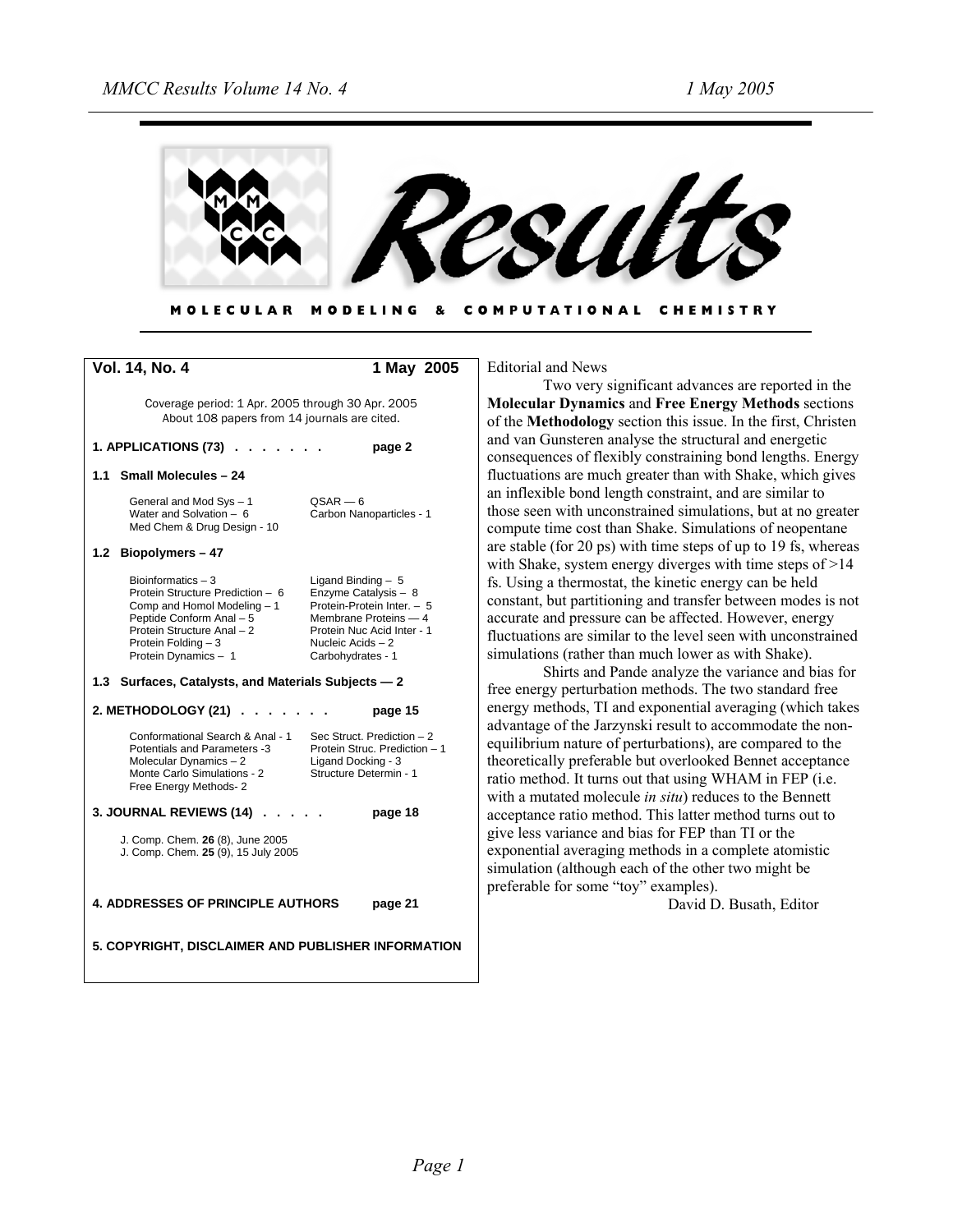# Results

MOLECULAR MODELING & COMPUTATIONAL CHEMISTRY

**Vol. 14, No. 4** **1 May 2005**

Coverage period: 1 Apr. 2005 through 30 Apr. 2005
About 108 papers from 14 journals are cited.

**1. APPLICATIONS (73) . . . . . . . page 2**

**1.1 Small Molecules – 24**

| | |
|---|---|
| General and Mod Sys – 1 | QSAR — 6 |
| Water and Solvation – 6 | Carbon Nanoparticles - 1 |
| Med Chem & Drug Design - 10 | |

**1.2 Biopolymers – 47**

| | |
|---|---|
| Bioinformatics – 3 | Ligand Binding – 5 |
| Protein Structure Prediction – 6 | Enzyme Catalysis – 8 |
| Comp and Homol Modeling – 1 | Protein-Protein Inter. – 5 |
| Peptide Conform Anal – 5 | Membrane Proteins — 4 |
| Protein Structure Anal – 2 | Protein Nuc Acid Inter - 1 |
| Protein Folding – 3 | Nucleic Acids – 2 |
| Protein Dynamics – 1 | Carbohydrates - 1 |

**1.3 Surfaces, Catalysts, and Materials Subjects — 2**

**2. METHODOLOGY (21) . . . . . . . page 15**

| | |
|---|---|
| Conformational Search & Anal - 1 | Sec Struct. Prediction – 2 |
| Potentials and Parameters -3 | Protein Struc. Prediction – 1 |
| Molecular Dynamics – 2 | Ligand Docking - 3 |
| Monte Carlo Simulations - 2 | Structure Determin - 1 |
| Free Energy Methods- 2 | |

**3. JOURNAL REVIEWS (14) . . . . . page 18**

J. Comp. Chem. **26** (8), June 2005
J. Comp. Chem. **25** (9), 15 July 2005

**4. ADDRESSES OF PRINCIPLE AUTHORS page 21**

**5. COPYRIGHT, DISCLAIMER AND PUBLISHER INFORMATION**

Editorial and News

Two very significant advances are reported in the **Molecular Dynamics** and **Free Energy Methods** sections of the **Methodology** section this issue. In the first, Christen and van Gunsteren analyse the structural and energetic consequences of flexibly constraining bond lengths. Energy fluctuations are much greater than with Shake, which gives an inflexible bond length constraint, and are similar to those seen with unconstrained simulations, but at no greater compute time cost than Shake. Simulations of neopentane are stable (for 20 ps) with time steps of up to 19 fs, whereas with Shake, system energy diverges with time steps of >14 fs. Using a thermostat, the kinetic energy can be held constant, but partitioning and transfer between modes is not accurate and pressure can be affected. However, energy fluctuations are similar to the level seen with unconstrained simulations (rather than much lower as with Shake).

Shirts and Pande analyze the variance and bias for free energy perturbation methods. The two standard free energy methods, TI and exponential averaging (which takes advantage of the Jarzynski result to accommodate the non-equilibrium nature of perturbations), are compared to the theoretically preferable but overlooked Bennet acceptance ratio method. It turns out that using WHAM in FEP (i.e. with a mutated molecule *in situ*) reduces to the Bennett acceptance ratio method. This latter method turns out to give less variance and bias for FEP than TI or the exponential averaging methods in a complete atomistic simulation (although each of the other two might be preferable for some "toy" examples).

David D. Busath, Editor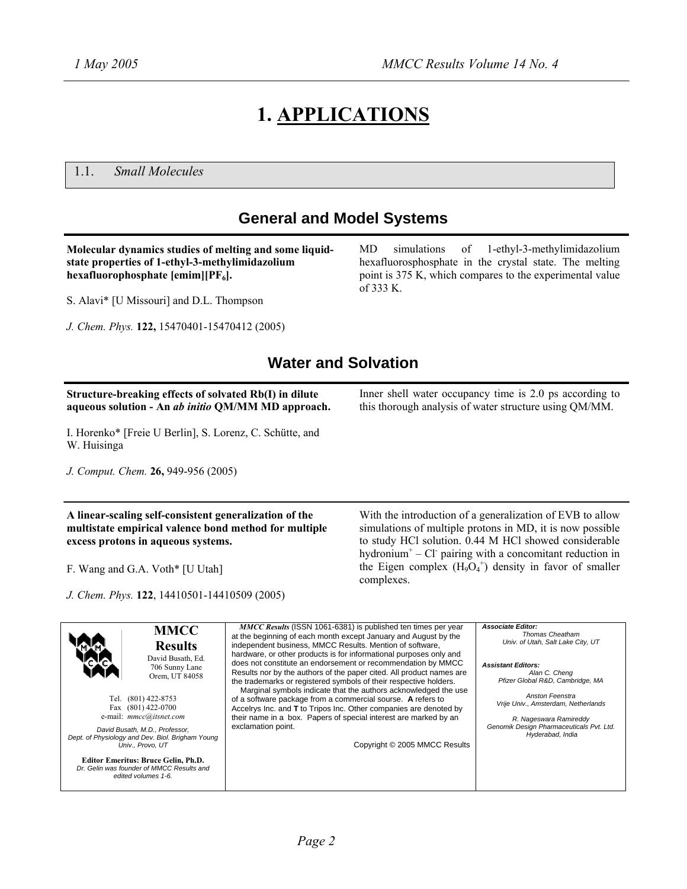# 1. APPLICATIONS

## 1.1. *Small Molecules*

### General and Model Systems

**Molecular dynamics studies of melting and some liquid-state properties of 1-ethyl-3-methylimidazolium hexafluorophosphate [emim][$PF_6$].**

S. Alavi* [U Missouri] and D.L. Thompson

*J. Chem. Phys.* **122,** 15470401-15470412 (2005)

MD simulations of 1-ethyl-3-methylimidazolium hexafluorosphosphate in the crystal state. The melting point is 375 K, which compares to the experimental value of 333 K.

### Water and Solvation

**Structure-breaking effects of solvated Rb(I) in dilute aqueous solution - An *ab initio* QM/MM MD approach.**

I. Horenko* [Freie U Berlin], S. Lorenz, C. Schütte, and W. Huisinga

*J. Comput. Chem.* **26,** 949-956 (2005)

Inner shell water occupancy time is 2.0 ps according to this thorough analysis of water structure using QM/MM.

---

**A linear-scaling self-consistent generalization of the multistate empirical valence bond method for multiple excess protons in aqueous systems.**

F. Wang and G.A. Voth* [U Utah]

*J. Chem. Phys.* **122**, 14410501-14410509 (2005)

With the introduction of a generalization of EVB to allow simulations of multiple protons in MD, it is now possible to study HCl solution. 0.44 M HCl showed considerable hydronium$^+$ – $Cl^-$ pairing with a concomitant reduction in the Eigen complex ($H_9O_4^+$) density in favor of smaller complexes.

---

**MMCC Results**
David Busath, Ed.
706 Sunny Lane
Orem, UT 84058

Tel. (801) 422-8753
Fax (801) 422-0700
e-mail: *mmcc@itsnet.com*

*David Busath, M.D., Professor, Dept. of Physiology and Dev. Biol. Brigham Young Univ., Provo, UT*

**Editor Emeritus: Bruce Gelin, Ph.D.**
*Dr. Gelin was founder of MMCC Results and edited volumes 1-6.*

***MMCC Results*** (ISSN 1061-6381) is published ten times per year at the beginning of each month except January and August by the independent business, MMCC Results. Mention of software, hardware, or other products is for informational purposes only and does not constitute an endorsement or recommendation by MMCC Results nor by the authors of the paper cited. All product names are the trademarks or registered symbols of their respective holders.

Marginal symbols indicate that the authors acknowledged the use of a software package from a commercial sourse. **A** refers to Accelrys Inc. and **T** to Tripos Inc. Other companies are denoted by their name in a box. Papers of special interest are marked by an exclamation point.

Copyright © 2005 MMCC Results

***Associate Editor:***
*Thomas Cheatham*
*Univ. of Utah, Salt Lake City, UT*

***Assistant Editors:***
*Alan C. Cheng*
*Pfizer Global R&D, Cambridge, MA*

*Anston Feenstra*
*Vrije Univ., Amsterdam, Netherlands*

*R. Nageswara Ramireddy*
*Genomik Design Pharmaceuticals Pvt. Ltd. Hyderabad, India*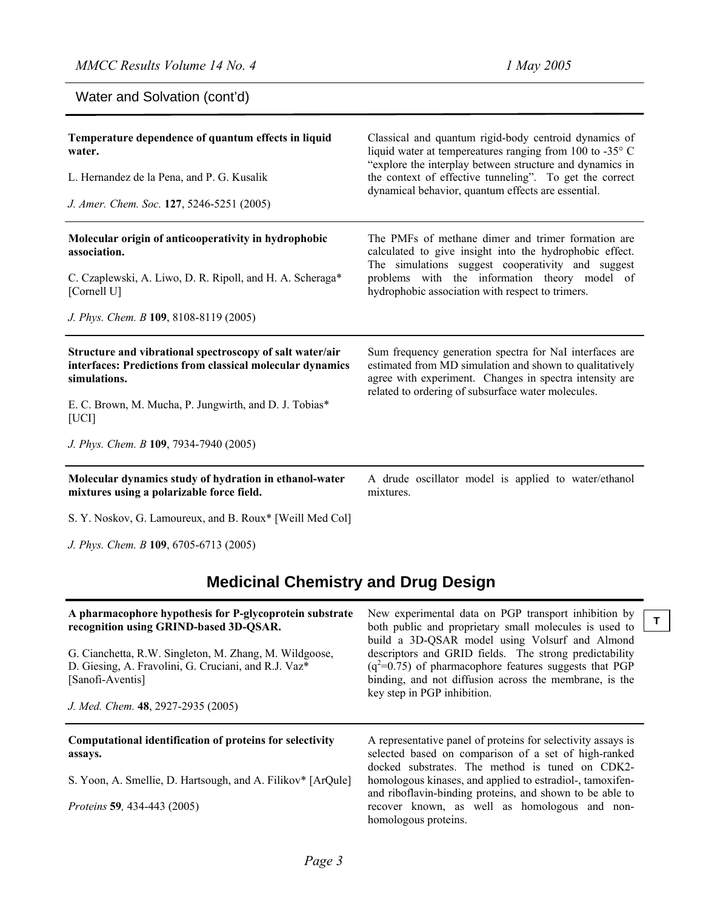## Water and Solvation (cont'd)

**Temperature dependence of quantum effects in liquid water.**

L. Hernandez de la Pena, and P. G. Kusalik

*J. Amer. Chem. Soc.* **127**, 5246-5251 (2005)

Classical and quantum rigid-body centroid dynamics of liquid water at tempereatures ranging from 100 to -35° C "explore the interplay between structure and dynamics in the context of effective tunneling". To get the correct dynamical behavior, quantum effects are essential.

---

**Molecular origin of anticooperativity in hydrophobic association.**

C. Czaplewski, A. Liwo, D. R. Ripoll, and H. A. Scheraga* [Cornell U]

*J. Phys. Chem. B* **109**, 8108-8119 (2005)

The PMFs of methane dimer and trimer formation are calculated to give insight into the hydrophobic effect. The simulations suggest cooperativity and suggest problems with the information theory model of hydrophobic association with respect to trimers.

---

**Structure and vibrational spectroscopy of salt water/air interfaces: Predictions from classical molecular dynamics simulations.**

E. C. Brown, M. Mucha, P. Jungwirth, and D. J. Tobias* [UCI]

*J. Phys. Chem. B* **109**, 7934-7940 (2005)

Sum frequency generation spectra for NaI interfaces are estimated from MD simulation and shown to qualitatively agree with experiment. Changes in spectra intensity are related to ordering of subsurface water molecules.

---

**Molecular dynamics study of hydration in ethanol-water mixtures using a polarizable force field.**

S. Y. Noskov, G. Lamoureux, and B. Roux* [Weill Med Col]

*J. Phys. Chem. B* **109**, 6705-6713 (2005)

A drude oscillator model is applied to water/ethanol mixtures.

## Medicinal Chemistry and Drug Design

**A pharmacophore hypothesis for P-glycoprotein substrate recognition using GRIND-based 3D-QSAR.**

G. Cianchetta, R.W. Singleton, M. Zhang, M. Wildgoose, D. Giesing, A. Fravolini, G. Cruciani, and R.J. Vaz* [Sanofi-Aventis]

*J. Med. Chem.* **48**, 2927-2935 (2005)

New experimental data on PGP transport inhibition by both public and proprietary small molecules is used to build a 3D-QSAR model using Volsurf and Almond descriptors and GRID fields. The strong predictability ($q^2$=0.75) of pharmacophore features suggests that PGP binding, and not diffusion across the membrane, is the key step in PGP inhibition.

T

---

**Computational identification of proteins for selectivity assays.**

S. Yoon, A. Smellie, D. Hartsough, and A. Filikov* [ArQule]

*Proteins* **59**, 434-443 (2005)

A representative panel of proteins for selectivity assays is selected based on comparison of a set of high-ranked docked substrates. The method is tuned on CDK2-homologous kinases, and applied to estradiol-, tamoxifen- and riboflavin-binding proteins, and shown to be able to recover known, as well as homologous and non-homologous proteins.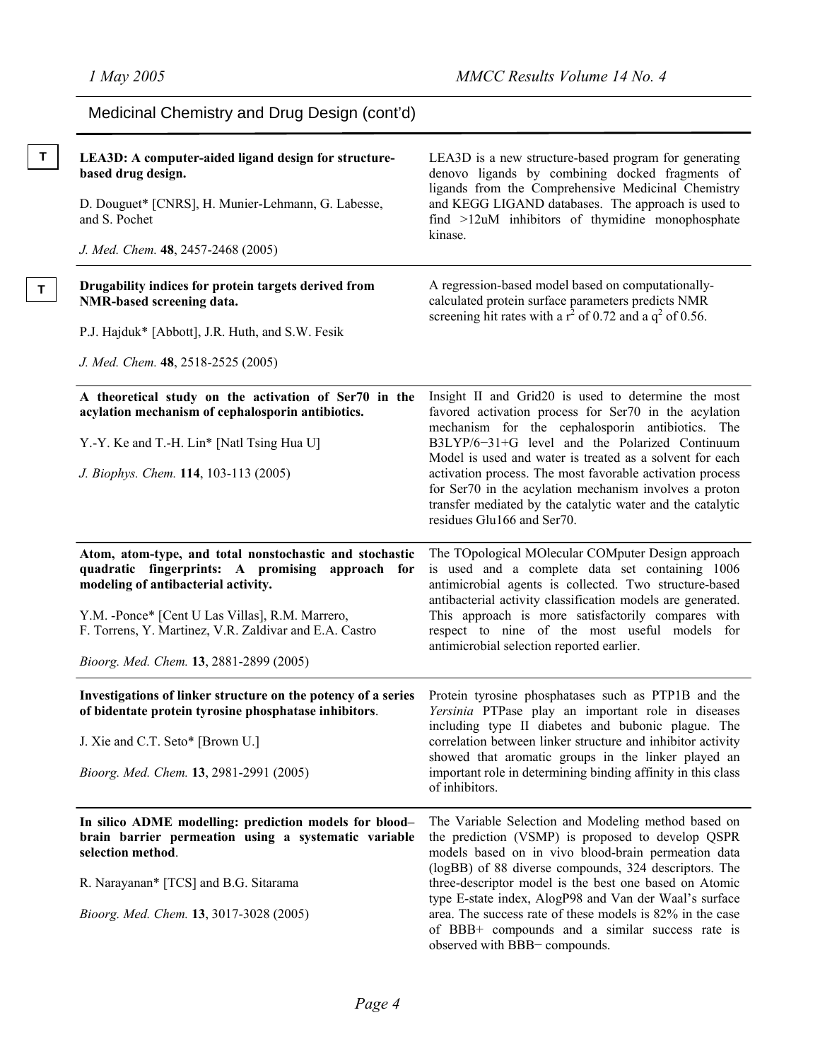## Medicinal Chemistry and Drug Design (cont'd)

T

**LEA3D: A computer-aided ligand design for structure-based drug design.**

D. Douguet* [CNRS], H. Munier-Lehmann, G. Labesse, and S. Pochet

*J. Med. Chem.* **48**, 2457-2468 (2005)

LEA3D is a new structure-based program for generating denovo ligands by combining docked fragments of ligands from the Comprehensive Medicinal Chemistry and KEGG LIGAND databases. The approach is used to find >12uM inhibitors of thymidine monophosphate kinase.

---

T

**Drugability indices for protein targets derived from NMR-based screening data.**

P.J. Hajduk* [Abbott], J.R. Huth, and S.W. Fesik

*J. Med. Chem.* **48**, 2518-2525 (2005)

A regression-based model based on computationally-calculated protein surface parameters predicts NMR screening hit rates with a $r^2$ of 0.72 and a $q^2$ of 0.56.

---

**A theoretical study on the activation of Ser70 in the acylation mechanism of cephalosporin antibiotics.**

Y.-Y. Ke and T.-H. Lin* [Natl Tsing Hua U]

*J. Biophys. Chem.* **114**, 103-113 (2005)

Insight II and Grid20 is used to determine the most favored activation process for Ser70 in the acylation mechanism for the cephalosporin antibiotics. The B3LYP/6−31+G level and the Polarized Continuum Model is used and water is treated as a solvent for each activation process. The most favorable activation process for Ser70 in the acylation mechanism involves a proton transfer mediated by the catalytic water and the catalytic residues Glu166 and Ser70.

---

**Atom, atom-type, and total nonstochastic and stochastic quadratic fingerprints: A promising approach for modeling of antibacterial activity.**

Y.M. -Ponce* [Cent U Las Villas], R.M. Marrero, F. Torrens, Y. Martinez, V.R. Zaldivar and E.A. Castro

*Bioorg. Med. Chem.* **13**, 2881-2899 (2005)

The TOpological MOlecular COMputer Design approach is used and a complete data set containing 1006 antimicrobial agents is collected. Two structure-based antibacterial activity classification models are generated. This approach is more satisfactorily compares with respect to nine of the most useful models for antimicrobial selection reported earlier.

---

**Investigations of linker structure on the potency of a series of bidentate protein tyrosine phosphatase inhibitors**.

J. Xie and C.T. Seto* [Brown U.]

*Bioorg. Med. Chem.* **13**, 2981-2991 (2005)

Protein tyrosine phosphatases such as PTP1B and the *Yersinia* PTPase play an important role in diseases including type II diabetes and bubonic plague. The correlation between linker structure and inhibitor activity showed that aromatic groups in the linker played an important role in determining binding affinity in this class of inhibitors.

---

**In silico ADME modelling: prediction models for blood–brain barrier permeation using a systematic variable selection method**.

R. Narayanan* [TCS] and B.G. Sitarama

*Bioorg. Med. Chem.* **13**, 3017-3028 (2005)

The Variable Selection and Modeling method based on the prediction (VSMP) is proposed to develop QSPR models based on in vivo blood-brain permeation data (logBB) of 88 diverse compounds, 324 descriptors. The three-descriptor model is the best one based on Atomic type E-state index, AlogP98 and Van der Waal's surface area. The success rate of these models is 82% in the case of BBB+ compounds and a similar success rate is observed with BBB− compounds.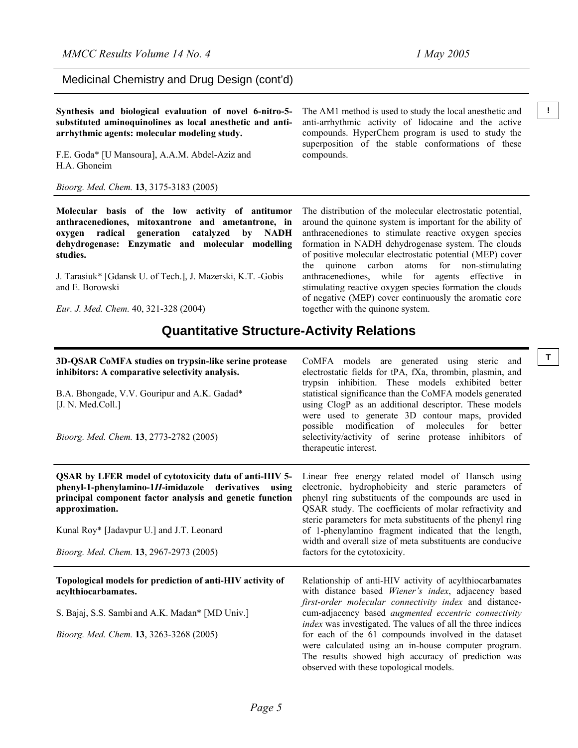## Medicinal Chemistry and Drug Design (cont'd)

**Synthesis and biological evaluation of novel 6-nitro-5-substituted aminoquinolines as local anesthetic and anti-arrhythmic agents: molecular modeling study.**

F.E. Goda* [U Mansoura], A.A.M. Abdel-Aziz and H.A. Ghoneim

*Bioorg. Med. Chem.* **13**, 3175-3183 (2005)

The AM1 method is used to study the local anesthetic and anti-arrhythmic activity of lidocaine and the active compounds. HyperChem program is used to study the superposition of the stable conformations of these compounds.

**!**

---

**Molecular basis of the low activity of antitumor anthracenediones, mitoxantrone and ametantrone, in oxygen radical generation catalyzed by NADH dehydrogenase: Enzymatic and molecular modelling studies.**

J. Tarasiuk* [Gdansk U. of Tech.], J. Mazerski, K.T. -Gobis and E. Borowski

*Eur. J. Med. Chem.* 40, 321-328 (2004)

The distribution of the molecular electrostatic potential, around the quinone system is important for the ability of anthracenediones to stimulate reactive oxygen species formation in NADH dehydrogenase system. The clouds of positive molecular electrostatic potential (MEP) cover the quinone carbon atoms for non-stimulating anthracenediones, while for agents effective in stimulating reactive oxygen species formation the clouds of negative (MEP) cover continuously the aromatic core together with the quinone system.

# Quantitative Structure-Activity Relations

**T**

**3D-QSAR CoMFA studies on trypsin-like serine protease inhibitors: A comparative selectivity analysis.**

B.A. Bhongade, V.V. Gouripur and A.K. Gadad* [J. N. Med.Coll.]

*Bioorg. Med. Chem.* **13**, 2773-2782 (2005)

CoMFA models are generated using steric and electrostatic fields for tPA, fXa, thrombin, plasmin, and trypsin inhibition. These models exhibited better statistical significance than the CoMFA models generated using ClogP as an additional descriptor. These models were used to generate 3D contour maps, provided possible modification of molecules for better selectivity/activity of serine protease inhibitors of therapeutic interest.

---

**QSAR by LFER model of cytotoxicity data of anti-HIV 5-phenyl-1-phenylamino-1*H*-imidazole derivatives using principal component factor analysis and genetic function approximation.**

Kunal Roy* [Jadavpur U.] and J.T. Leonard

*Bioorg. Med. Chem.* **13**, 2967-2973 (2005)

Linear free energy related model of Hansch using electronic, hydrophobicity and steric parameters of phenyl ring substituents of the compounds are used in QSAR study. The coefficients of molar refractivity and steric parameters for meta substituents of the phenyl ring of 1-phenylamino fragment indicated that the length, width and overall size of meta substituents are conducive factors for the cytotoxicity.

---

**Topological models for prediction of anti-HIV activity of acylthiocarbamates.**

S. Bajaj, S.S. Sambi and A.K. Madan* [MD Univ.]

*Bioorg. Med. Chem.* **13**, 3263-3268 (2005)

Relationship of anti-HIV activity of acylthiocarbamates with distance based *Wiener's index*, adjacency based *first-order molecular connectivity index* and distance-cum-adjacency based *augmented eccentric connectivity index* was investigated. The values of all the three indices for each of the 61 compounds involved in the dataset were calculated using an in-house computer program. The results showed high accuracy of prediction was observed with these topological models.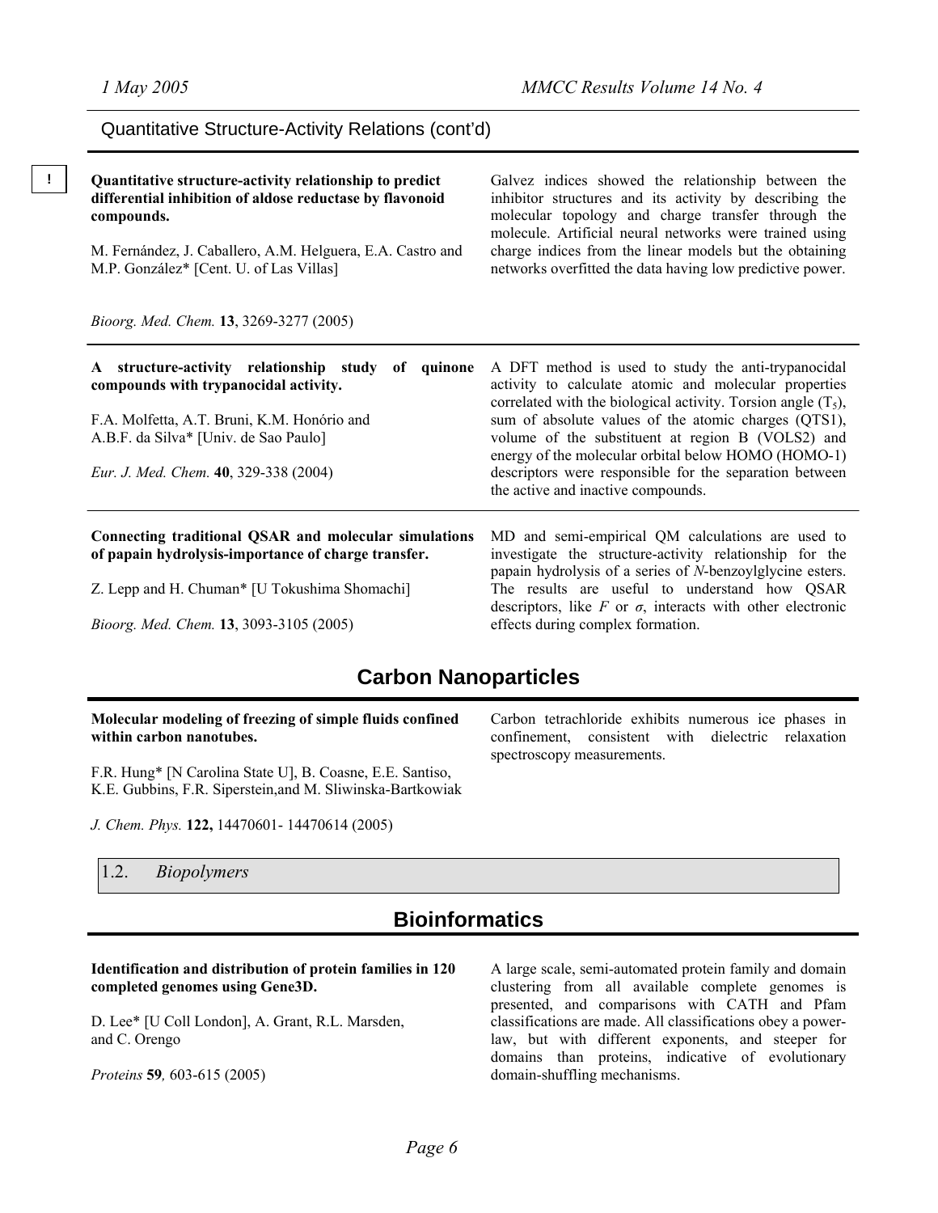Quantitative Structure-Activity Relations (cont'd)

!

**Quantitative structure-activity relationship to predict differential inhibition of aldose reductase by flavonoid compounds.**

M. Fernández, J. Caballero, A.M. Helguera, E.A. Castro and M.P. González* [Cent. U. of Las Villas]

*Bioorg. Med. Chem.* **13**, 3269-3277 (2005)

Galvez indices showed the relationship between the inhibitor structures and its activity by describing the molecular topology and charge transfer through the molecule. Artificial neural networks were trained using charge indices from the linear models but the obtaining networks overfitted the data having low predictive power.

---

**A structure-activity relationship study of quinone compounds with trypanocidal activity.**

F.A. Molfetta, A.T. Bruni, K.M. Honório and A.B.F. da Silva* [Univ. de Sao Paulo]

*Eur. J. Med. Chem.* **40**, 329-338 (2004)

A DFT method is used to study the anti-trypanocidal activity to calculate atomic and molecular properties correlated with the biological activity. Torsion angle ($T_5$), sum of absolute values of the atomic charges (QTS1), volume of the substituent at region B (VOLS2) and energy of the molecular orbital below HOMO (HOMO-1) descriptors were responsible for the separation between the active and inactive compounds.

---

**Connecting traditional QSAR and molecular simulations of papain hydrolysis-importance of charge transfer.**

Z. Lepp and H. Chuman* [U Tokushima Shomachi]

*Bioorg. Med. Chem.* **13**, 3093-3105 (2005)

MD and semi-empirical QM calculations are used to investigate the structure-activity relationship for the papain hydrolysis of a series of *N*-benzoylglycine esters. The results are useful to understand how QSAR descriptors, like $F$ or $\sigma$, interacts with other electronic effects during complex formation.

## Carbon Nanoparticles

**Molecular modeling of freezing of simple fluids confined within carbon nanotubes.**

F.R. Hung* [N Carolina State U], B. Coasne, E.E. Santiso, K.E. Gubbins, F.R. Siperstein,and M. Sliwinska-Bartkowiak

*J. Chem. Phys.* **122,** 14470601- 14470614 (2005)

Carbon tetrachloride exhibits numerous ice phases in confinement, consistent with dielectric relaxation spectroscopy measurements.

### 1.2. *Biopolymers*

## Bioinformatics

**Identification and distribution of protein families in 120 completed genomes using Gene3D.**

D. Lee* [U Coll London], A. Grant, R.L. Marsden, and C. Orengo

*Proteins* **59***,* 603-615 (2005)

A large scale, semi-automated protein family and domain clustering from all available complete genomes is presented, and comparisons with CATH and Pfam classifications are made. All classifications obey a power-law, but with different exponents, and steeper for domains than proteins, indicative of evolutionary domain-shuffling mechanisms.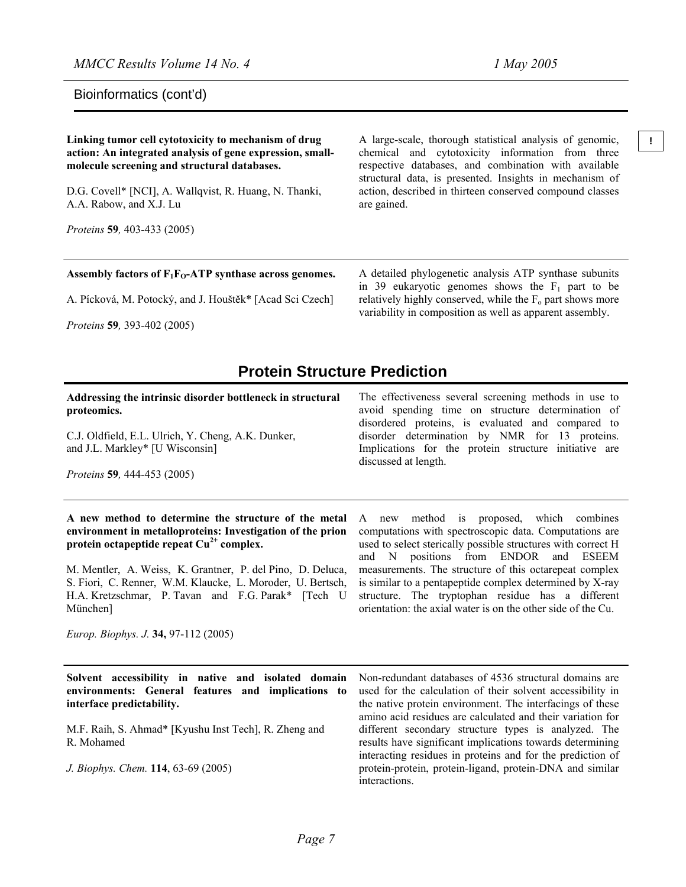Bioinformatics (cont'd)

**Linking tumor cell cytotoxicity to mechanism of drug action: An integrated analysis of gene expression, small-molecule screening and structural databases.**

D.G. Covell* [NCI], A. Wallqvist, R. Huang, N. Thanki, A.A. Rabow, and X.J. Lu

*Proteins* **59***,* 403-433 (2005)

A large-scale, thorough statistical analysis of genomic, chemical and cytotoxicity information from three respective databases, and combination with available structural data, is presented. Insights in mechanism of action, described in thirteen conserved compound classes are gained.

!

---

**Assembly factors of $F_1F_O$-ATP synthase across genomes.**

A. Pícková, M. Potocký, and J. Houštěk* [Acad Sci Czech]

*Proteins* **59***,* 393-402 (2005)

A detailed phylogenetic analysis ATP synthase subunits in 39 eukaryotic genomes shows the $F_1$ part to be relatively highly conserved, while the $F_o$ part shows more variability in composition as well as apparent assembly.

## Protein Structure Prediction

**Addressing the intrinsic disorder bottleneck in structural proteomics.**

C.J. Oldfield, E.L. Ulrich, Y. Cheng, A.K. Dunker, and J.L. Markley* [U Wisconsin]

*Proteins* **59***,* 444-453 (2005)

The effectiveness several screening methods in use to avoid spending time on structure determination of disordered proteins, is evaluated and compared to disorder determination by NMR for 13 proteins. Implications for the protein structure initiative are discussed at length.

---

**A new method to determine the structure of the metal environment in metalloproteins: Investigation of the prion protein octapeptide repeat $Cu^{2+}$ complex.**

M. Mentler, A. Weiss, K. Grantner, P. del Pino, D. Deluca, S. Fiori, C. Renner, W.M. Klaucke, L. Moroder, U. Bertsch, H.A. Kretzschmar, P. Tavan and F.G. Parak* [Tech U München]

*Europ. Biophys. J.* **34,** 97-112 (2005)

A new method is proposed, which combines computations with spectroscopic data. Computations are used to select sterically possible structures with correct H and N positions from ENDOR and ESEEM measurements. The structure of this octarepeat complex is similar to a pentapeptide complex determined by X-ray structure. The tryptophan residue has a different orientation: the axial water is on the other side of the Cu.

---

**Solvent accessibility in native and isolated domain environments: General features and implications to interface predictability.**

M.F. Raih, S. Ahmad* [Kyushu Inst Tech], R. Zheng and R. Mohamed

*J. Biophys. Chem.* **114**, 63-69 (2005)

Non-redundant databases of 4536 structural domains are used for the calculation of their solvent accessibility in the native protein environment. The interfacings of these amino acid residues are calculated and their variation for different secondary structure types is analyzed. The results have significant implications towards determining interacting residues in proteins and for the prediction of protein-protein, protein-ligand, protein-DNA and similar interactions.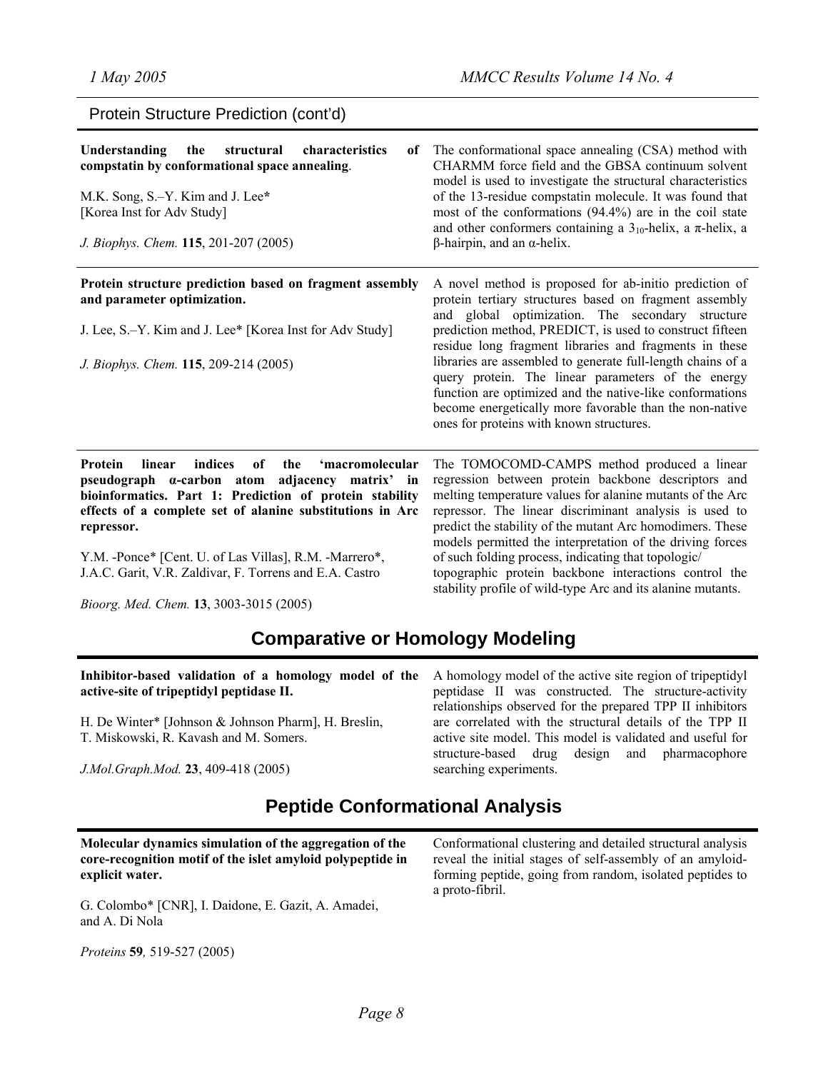## Protein Structure Prediction (cont'd)

**Understanding the structural characteristics of compstatin by conformational space annealing.**

M.K. Song, S.–Y. Kim and J. Lee*
[Korea Inst for Adv Study]

*J. Biophys. Chem.* **115**, 201-207 (2005)

The conformational space annealing (CSA) method with CHARMM force field and the GBSA continuum solvent model is used to investigate the structural characteristics of the 13-residue compstatin molecule. It was found that most of the conformations (94.4%) are in the coil state and other conformers containing a $3_{10}$-helix, a π-helix, a β-hairpin, and an α-helix.

---

**Protein structure prediction based on fragment assembly and parameter optimization.**

J. Lee, S.–Y. Kim and J. Lee* [Korea Inst for Adv Study]

*J. Biophys. Chem.* **115**, 209-214 (2005)

A novel method is proposed for ab-initio prediction of protein tertiary structures based on fragment assembly and global optimization. The secondary structure prediction method, PREDICT, is used to construct fifteen residue long fragment libraries and fragments in these libraries are assembled to generate full-length chains of a query protein. The linear parameters of the energy function are optimized and the native-like conformations become energetically more favorable than the non-native ones for proteins with known structures.

---

**Protein linear indices of the 'macromolecular pseudograph α-carbon atom adjacency matrix' in bioinformatics. Part 1: Prediction of protein stability effects of a complete set of alanine substitutions in Arc repressor.**

Y.M. -Ponce* [Cent. U. of Las Villas], R.M. -Marrero*, J.A.C. Garit, V.R. Zaldivar, F. Torrens and E.A. Castro

*Bioorg. Med. Chem.* **13**, 3003-3015 (2005)

The TOMOCOMD-CAMPS method produced a linear regression between protein backbone descriptors and melting temperature values for alanine mutants of the Arc repressor. The linear discriminant analysis is used to predict the stability of the mutant Arc homodimers. These models permitted the interpretation of the driving forces of such folding process, indicating that topologic/ topographic protein backbone interactions control the stability profile of wild-type Arc and its alanine mutants.

## Comparative or Homology Modeling

**Inhibitor-based validation of a homology model of the active-site of tripeptidyl peptidase II.**

H. De Winter* [Johnson & Johnson Pharm], H. Breslin, T. Miskowski, R. Kavash and M. Somers.

*J.Mol.Graph.Mod.* **23**, 409-418 (2005)

A homology model of the active site region of tripeptidyl peptidase II was constructed. The structure-activity relationships observed for the prepared TPP II inhibitors are correlated with the structural details of the TPP II active site model. This model is validated and useful for structure-based drug design and pharmacophore searching experiments.

## Peptide Conformational Analysis

**Molecular dynamics simulation of the aggregation of the core-recognition motif of the islet amyloid polypeptide in explicit water.**

G. Colombo* [CNR], I. Daidone, E. Gazit, A. Amadei, and A. Di Nola

*Proteins* **59***,* 519-527 (2005)

Conformational clustering and detailed structural analysis reveal the initial stages of self-assembly of an amyloid-forming peptide, going from random, isolated peptides to a proto-fibril.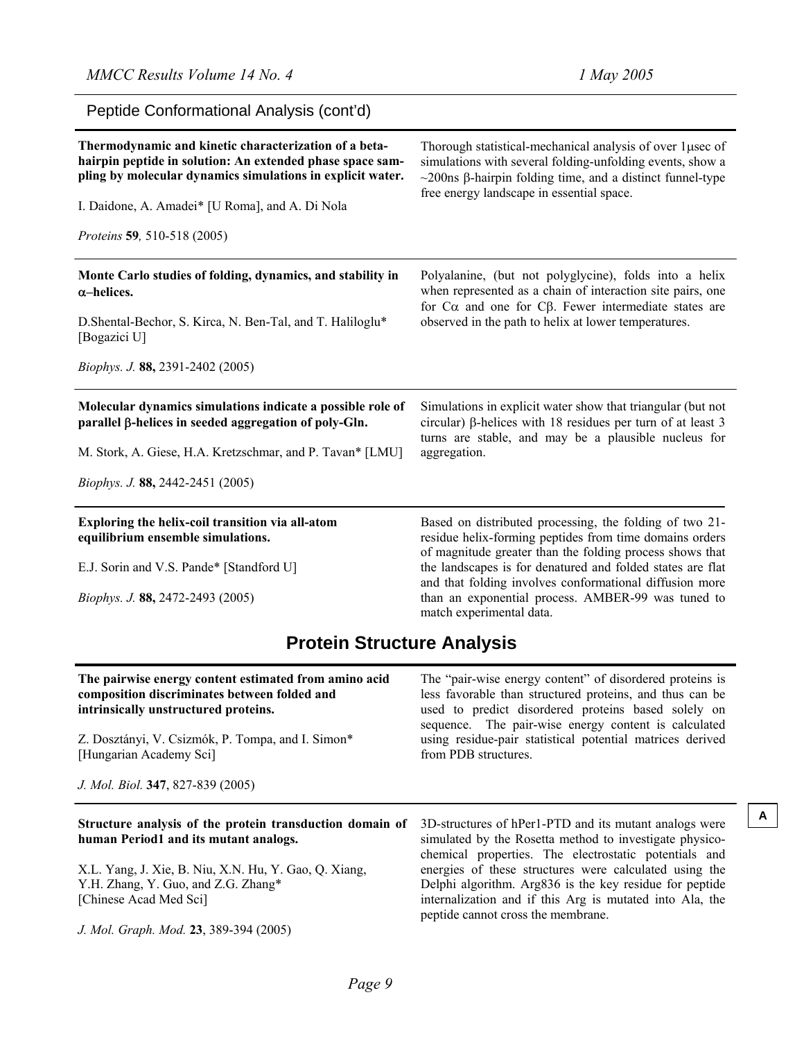## Peptide Conformational Analysis (cont'd)

**Thermodynamic and kinetic characterization of a beta-hairpin peptide in solution: An extended phase space sampling by molecular dynamics simulations in explicit water.**

I. Daidone, A. Amadei* [U Roma], and A. Di Nola

*Proteins* **59***,* 510-518 (2005)

Thorough statistical-mechanical analysis of over 1μsec of simulations with several folding-unfolding events, show a ~200ns β-hairpin folding time, and a distinct funnel-type free energy landscape in essential space.

---

**Monte Carlo studies of folding, dynamics, and stability in α–helices.**

D.Shental-Bechor, S. Kirca, N. Ben-Tal, and T. Haliloglu* [Bogazici U]

*Biophys. J.* **88,** 2391-2402 (2005)

Polyalanine, (but not polyglycine), folds into a helix when represented as a chain of interaction site pairs, one for Cα and one for Cβ. Fewer intermediate states are observed in the path to helix at lower temperatures.

---

**Molecular dynamics simulations indicate a possible role of parallel β-helices in seeded aggregation of poly-Gln.**

M. Stork, A. Giese, H.A. Kretzschmar, and P. Tavan* [LMU]

*Biophys. J.* **88,** 2442-2451 (2005)

Simulations in explicit water show that triangular (but not circular) β-helices with 18 residues per turn of at least 3 turns are stable, and may be a plausible nucleus for aggregation.

---

**Exploring the helix-coil transition via all-atom equilibrium ensemble simulations.**

E.J. Sorin and V.S. Pande* [Standford U]

*Biophys. J.* **88,** 2472-2493 (2005)

Based on distributed processing, the folding of two 21-residue helix-forming peptides from time domains orders of magnitude greater than the folding process shows that the landscapes is for denatured and folded states are flat and that folding involves conformational diffusion more than an exponential process. AMBER-99 was tuned to match experimental data.

# Protein Structure Analysis

**The pairwise energy content estimated from amino acid composition discriminates between folded and intrinsically unstructured proteins.**

Z. Dosztányi, V. Csizmók, P. Tompa, and I. Simon* [Hungarian Academy Sci]

*J. Mol. Biol.* **347**, 827-839 (2005)

The "pair-wise energy content" of disordered proteins is less favorable than structured proteins, and thus can be used to predict disordered proteins based solely on sequence. The pair-wise energy content is calculated using residue-pair statistical potential matrices derived from PDB structures.

---

**Structure analysis of the protein transduction domain of human Period1 and its mutant analogs.**

X.L. Yang, J. Xie, B. Niu, X.N. Hu, Y. Gao, Q. Xiang, Y.H. Zhang, Y. Guo, and Z.G. Zhang* [Chinese Acad Med Sci]

*J. Mol. Graph. Mod.* **23**, 389-394 (2005)

3D-structures of hPer1-PTD and its mutant analogs were simulated by the Rosetta method to investigate physico-chemical properties. The electrostatic potentials and energies of these structures were calculated using the Delphi algorithm. Arg836 is the key residue for peptide internalization and if this Arg is mutated into Ala, the peptide cannot cross the membrane.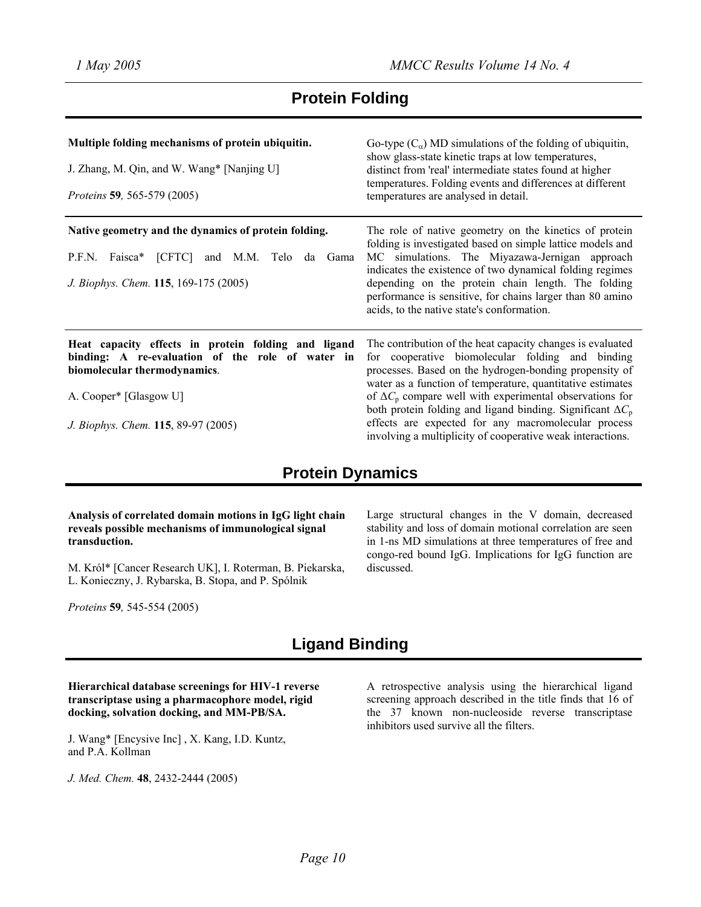## Protein Folding

**Multiple folding mechanisms of protein ubiquitin.**

J. Zhang, M. Qin, and W. Wang* [Nanjing U]

*Proteins* **59***,* 565-579 (2005)

Go-type ($C_\alpha$) MD simulations of the folding of ubiquitin, show glass-state kinetic traps at low temperatures, distinct from 'real' intermediate states found at higher temperatures. Folding events and differences at different temperatures are analysed in detail.

---

**Native geometry and the dynamics of protein folding.**

P.F.N. Faisca* [CFTC] and M.M. Telo da Gama

*J. Biophys. Chem.* **115**, 169-175 (2005)

The role of native geometry on the kinetics of protein folding is investigated based on simple lattice models and MC simulations. The Miyazawa-Jernigan approach indicates the existence of two dynamical folding regimes depending on the protein chain length. The folding performance is sensitive, for chains larger than 80 amino acids, to the native state's conformation.

---

**Heat capacity effects in protein folding and ligand binding: A re-evaluation of the role of water in biomolecular thermodynamics**.

A. Cooper* [Glasgow U]

*J. Biophys. Chem.* **115**, 89-97 (2005)

The contribution of the heat capacity changes is evaluated for cooperative biomolecular folding and binding processes. Based on the hydrogen-bonding propensity of water as a function of temperature, quantitative estimates of $\Delta C_p$ compare well with experimental observations for both protein folding and ligand binding. Significant $\Delta C_p$ effects are expected for any macromolecular process involving a multiplicity of cooperative weak interactions.

## Protein Dynamics

**Analysis of correlated domain motions in IgG light chain reveals possible mechanisms of immunological signal transduction.**

M. Król* [Cancer Research UK], I. Roterman, B. Piekarska, L. Konieczny, J. Rybarska, B. Stopa, and P. Spólnik

*Proteins* **59***,* 545-554 (2005)

Large structural changes in the V domain, decreased stability and loss of domain motional correlation are seen in 1-ns MD simulations at three temperatures of free and congo-red bound IgG. Implications for IgG function are discussed.

## Ligand Binding

**Hierarchical database screenings for HIV-1 reverse transcriptase using a pharmacophore model, rigid docking, solvation docking, and MM-PB/SA.**

J. Wang* [Encysive Inc] , X. Kang, I.D. Kuntz, and P.A. Kollman

*J. Med. Chem.* **48**, 2432-2444 (2005)

A retrospective analysis using the hierarchical ligand screening approach described in the title finds that 16 of the 37 known non-nucleoside reverse transcriptase inhibitors used survive all the filters.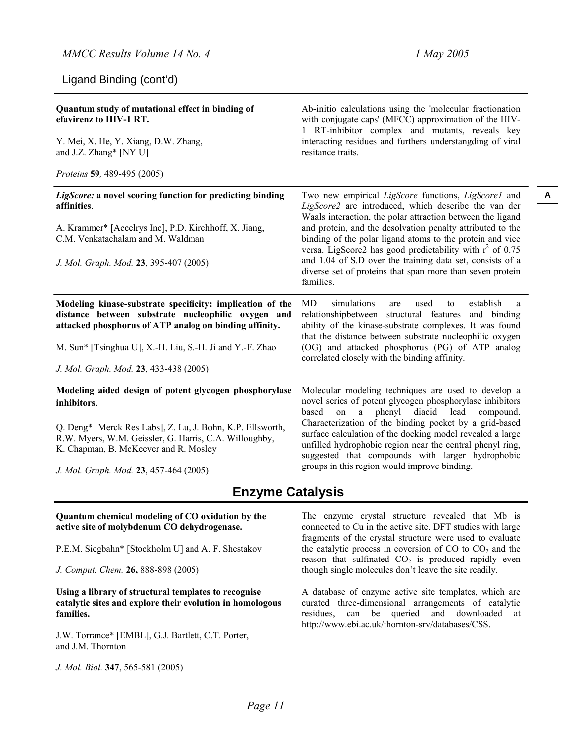## Ligand Binding (cont'd)

**Quantum study of mutational effect in binding of efavirenz to HIV-1 RT.**

Y. Mei, X. He, Y. Xiang, D.W. Zhang, and J.Z. Zhang* [NY U]

*Proteins* **59**, 489-495 (2005)

Ab-initio calculations using the 'molecular fractionation with conjugate caps' (MFCC) approximation of the HIV-1 RT-inhibitor complex and mutants, reveals key interacting residues and furthers understangding of viral resitance traits.

---

***LigScore:* a novel scoring function for predicting binding affinities.**

A. Krammer* [Accelrys Inc], P.D. Kirchhoff, X. Jiang, C.M. Venkatachalam and M. Waldman

*J. Mol. Graph. Mod.* **23**, 395-407 (2005)

Two new empirical *LigScore* functions, *LigScore1* and *LigScore2* are introduced, which describe the van der Waals interaction, the polar attraction between the ligand and protein, and the desolvation penalty attributed to the binding of the polar ligand atoms to the protein and vice versa. LigScore2 has good predictability with $r^2$ of 0.75 and 1.04 of S.D over the training data set, consists of a diverse set of proteins that span more than seven protein families.

A

---

**Modeling kinase-substrate specificity: implication of the distance between substrate nucleophilic oxygen and attacked phosphorus of ATP analog on binding affinity.**

M. Sun* [Tsinghua U], X.-H. Liu, S.-H. Ji and Y.-F. Zhao

*J. Mol. Graph. Mod.* **23**, 433-438 (2005)

MD simulations are used to establish a relationshipbetween structural features and binding ability of the kinase-substrate complexes. It was found that the distance between substrate nucleophilic oxygen (OG) and attacked phosphorus (PG) of ATP analog correlated closely with the binding affinity.

---

**Modeling aided design of potent glycogen phosphorylase inhibitors.**

Q. Deng* [Merck Res Labs], Z. Lu, J. Bohn, K.P. Ellsworth, R.W. Myers, W.M. Geissler, G. Harris, C.A. Willoughby, K. Chapman, B. McKeever and R. Mosley

*J. Mol. Graph. Mod.* **23**, 457-464 (2005)

Molecular modeling techniques are used to develop a novel series of potent glycogen phosphorylase inhibitors based on a phenyl diacid lead compound. Characterization of the binding pocket by a grid-based surface calculation of the docking model revealed a large unfilled hydrophobic region near the central phenyl ring, suggested that compounds with larger hydrophobic groups in this region would improve binding.

## Enzyme Catalysis

**Quantum chemical modeling of CO oxidation by the active site of molybdenum CO dehydrogenase.**

P.E.M. Siegbahn* [Stockholm U] and A. F. Shestakov

*J. Comput. Chem.* **26,** 888-898 (2005)

The enzyme crystal structure revealed that Mb is connected to Cu in the active site. DFT studies with large fragments of the crystal structure were used to evaluate the catalytic process in coversion of CO to $CO_2$ and the reason that sulfinated $CO_2$ is produced rapidly even though single molecules don't leave the site readily.

---

**Using a library of structural templates to recognise catalytic sites and explore their evolution in homologous families.**

J.W. Torrance* [EMBL], G.J. Bartlett, C.T. Porter, and J.M. Thornton

*J. Mol. Biol.* **347**, 565-581 (2005)

A database of enzyme active site templates, which are curated three-dimensional arrangements of catalytic residues, can be queried and downloaded at http://www.ebi.ac.uk/thornton-srv/databases/CSS.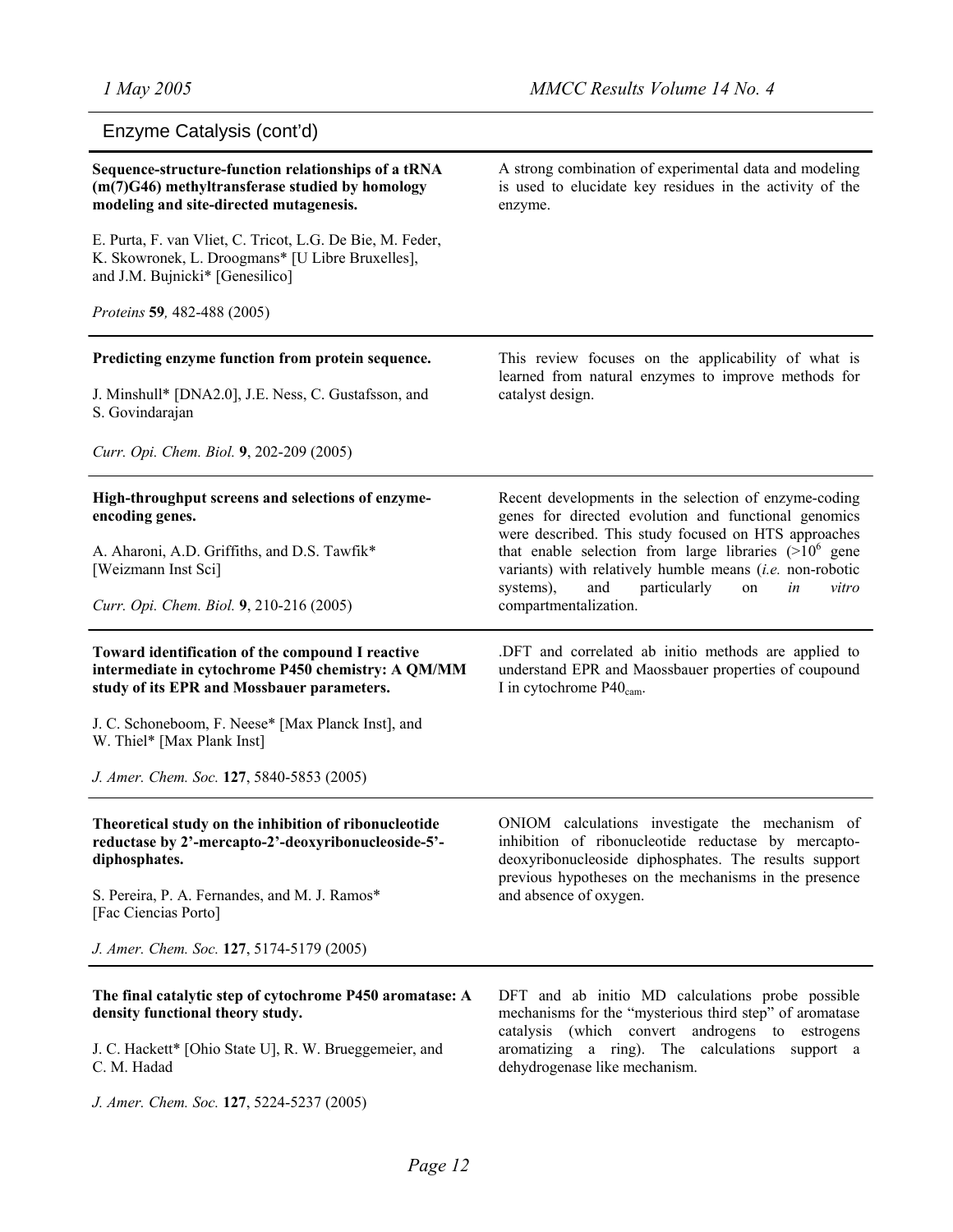## Enzyme Catalysis (cont'd)

**Sequence-structure-function relationships of a tRNA (m(7)G46) methyltransferase studied by homology modeling and site-directed mutagenesis.**

E. Purta, F. van Vliet, C. Tricot, L.G. De Bie, M. Feder, K. Skowronek, L. Droogmans* [U Libre Bruxelles], and J.M. Bujnicki* [Genesilico]

*Proteins* **59***,* 482-488 (2005)

A strong combination of experimental data and modeling is used to elucidate key residues in the activity of the enzyme.

---

**Predicting enzyme function from protein sequence.**

J. Minshull* [DNA2.0], J.E. Ness, C. Gustafsson, and S. Govindarajan

*Curr. Opi. Chem. Biol.* **9**, 202-209 (2005)

This review focuses on the applicability of what is learned from natural enzymes to improve methods for catalyst design.

---

**High-throughput screens and selections of enzyme-encoding genes.**

A. Aharoni, A.D. Griffiths, and D.S. Tawfik* [Weizmann Inst Sci]

*Curr. Opi. Chem. Biol.* **9**, 210-216 (2005)

Recent developments in the selection of enzyme-coding genes for directed evolution and functional genomics were described. This study focused on HTS approaches that enable selection from large libraries ($>10^6$ gene variants) with relatively humble means (*i.e.* non-robotic systems), and particularly on *in vitro* compartmentalization.

---

**Toward identification of the compound I reactive intermediate in cytochrome P450 chemistry: A QM/MM study of its EPR and Mossbauer parameters.**

J. C. Schoneboom, F. Neese* [Max Planck Inst], and W. Thiel* [Max Plank Inst]

*J. Amer. Chem. Soc.* **127**, 5840-5853 (2005)

.DFT and correlated ab initio methods are applied to understand EPR and Maossbauer properties of coupound I in cytochrome $P40_{cam}$.

---

**Theoretical study on the inhibition of ribonucleotide reductase by 2'-mercapto-2'-deoxyribonucleoside-5'-diphosphates.**

S. Pereira, P. A. Fernandes, and M. J. Ramos* [Fac Ciencias Porto]

*J. Amer. Chem. Soc.* **127**, 5174-5179 (2005)

ONIOM calculations investigate the mechanism of inhibition of ribonucleotide reductase by mercapto-deoxyribonucleoside diphosphates. The results support previous hypotheses on the mechanisms in the presence and absence of oxygen.

---

**The final catalytic step of cytochrome P450 aromatase: A density functional theory study.**

J. C. Hackett* [Ohio State U], R. W. Brueggemeier, and C. M. Hadad

*J. Amer. Chem. Soc.* **127**, 5224-5237 (2005)

DFT and ab initio MD calculations probe possible mechanisms for the "mysterious third step" of aromatase catalysis (which convert androgens to estrogens aromatizing a ring). The calculations support a dehydrogenase like mechanism.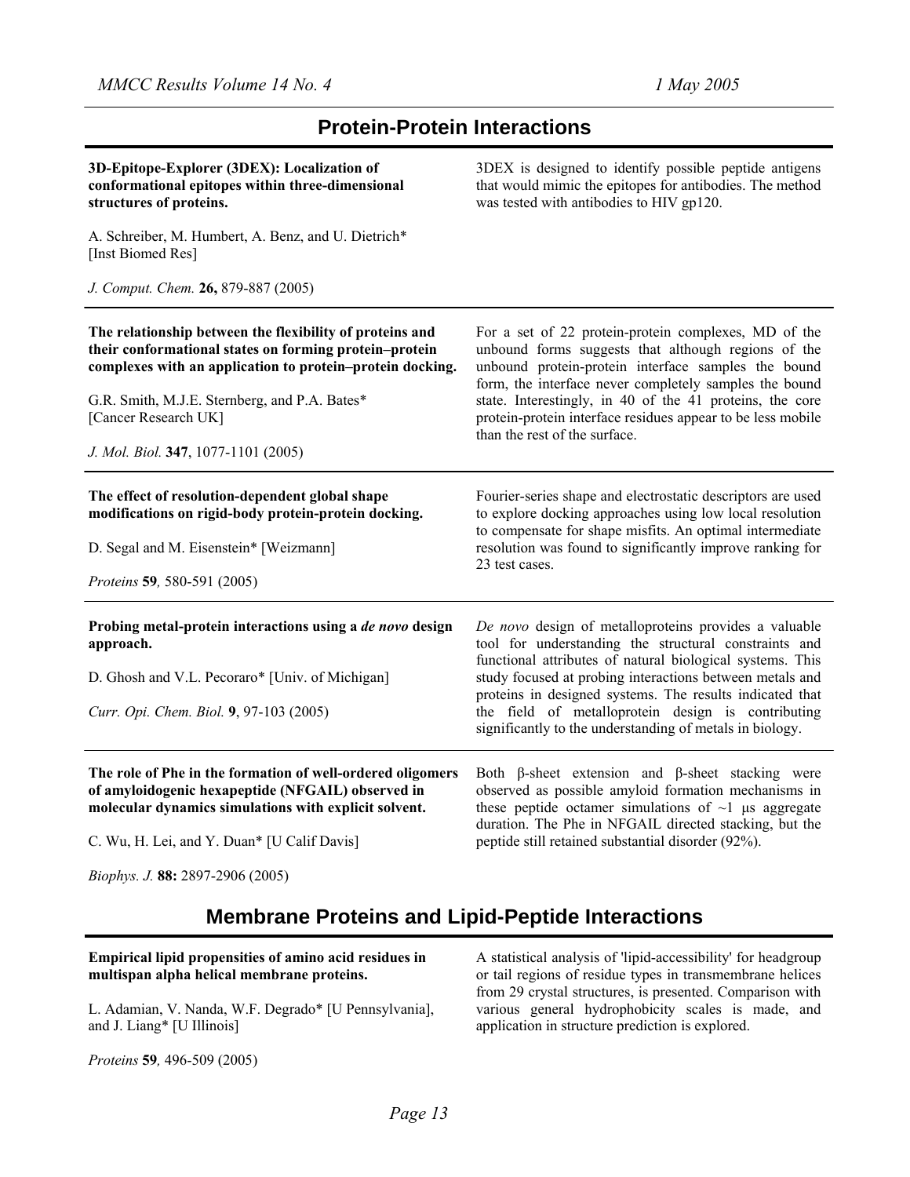## Protein-Protein Interactions

**3D-Epitope-Explorer (3DEX): Localization of conformational epitopes within three-dimensional structures of proteins.**

A. Schreiber, M. Humbert, A. Benz, and U. Dietrich* [Inst Biomed Res]

*J. Comput. Chem.* **26,** 879-887 (2005)

3DEX is designed to identify possible peptide antigens that would mimic the epitopes for antibodies. The method was tested with antibodies to HIV gp120.

---

**The relationship between the flexibility of proteins and their conformational states on forming protein–protein complexes with an application to protein–protein docking.**

G.R. Smith, M.J.E. Sternberg, and P.A. Bates* [Cancer Research UK]

*J. Mol. Biol.* **347**, 1077-1101 (2005)

For a set of 22 protein-protein complexes, MD of the unbound forms suggests that although regions of the unbound protein-protein interface samples the bound form, the interface never completely samples the bound state. Interestingly, in 40 of the 41 proteins, the core protein-protein interface residues appear to be less mobile than the rest of the surface.

---

**The effect of resolution-dependent global shape modifications on rigid-body protein-protein docking.**

D. Segal and M. Eisenstein* [Weizmann]

*Proteins* **59***,* 580-591 (2005)

Fourier-series shape and electrostatic descriptors are used to explore docking approaches using low local resolution to compensate for shape misfits. An optimal intermediate resolution was found to significantly improve ranking for 23 test cases.

---

**Probing metal-protein interactions using a *de novo* design approach.**

D. Ghosh and V.L. Pecoraro* [Univ. of Michigan]

*Curr. Opi. Chem. Biol.* **9**, 97-103 (2005)

*De novo* design of metalloproteins provides a valuable tool for understanding the structural constraints and functional attributes of natural biological systems. This study focused at probing interactions between metals and proteins in designed systems. The results indicated that the field of metalloprotein design is contributing significantly to the understanding of metals in biology.

---

**The role of Phe in the formation of well-ordered oligomers of amyloidogenic hexapeptide (NFGAIL) observed in molecular dynamics simulations with explicit solvent.**

C. Wu, H. Lei, and Y. Duan* [U Calif Davis]

*Biophys. J.* **88:** 2897-2906 (2005)

Both β-sheet extension and β-sheet stacking were observed as possible amyloid formation mechanisms in these peptide octamer simulations of ~1 μs aggregate duration. The Phe in NFGAIL directed stacking, but the peptide still retained substantial disorder (92%).

## Membrane Proteins and Lipid-Peptide Interactions

**Empirical lipid propensities of amino acid residues in multispan alpha helical membrane proteins.**

L. Adamian, V. Nanda, W.F. Degrado* [U Pennsylvania], and J. Liang* [U Illinois]

*Proteins* **59***,* 496-509 (2005)

A statistical analysis of 'lipid-accessibility' for headgroup or tail regions of residue types in transmembrane helices from 29 crystal structures, is presented. Comparison with various general hydrophobicity scales is made, and application in structure prediction is explored.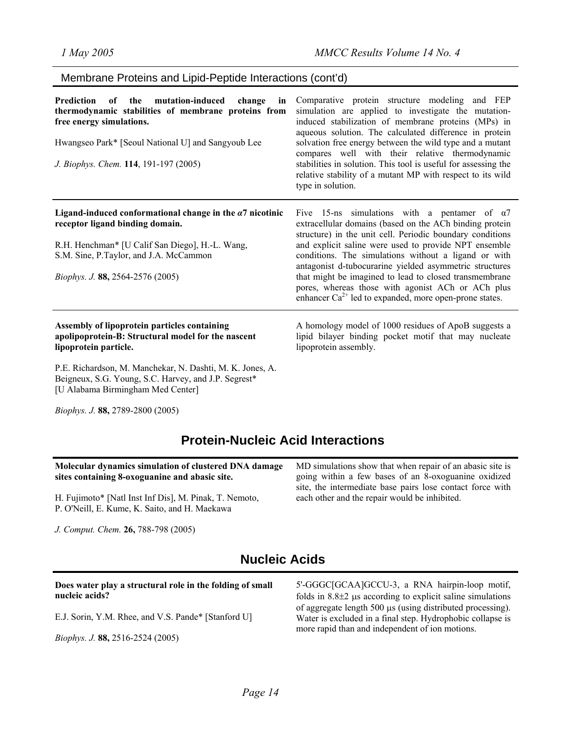## Membrane Proteins and Lipid-Peptide Interactions (cont'd)

**Prediction of the mutation-induced change in thermodynamic stabilities of membrane proteins from free energy simulations.**

Hwangseo Park* [Seoul National U] and Sangyoub Lee

*J. Biophys. Chem.* **114**, 191-197 (2005)

Comparative protein structure modeling and FEP simulation are applied to investigate the mutation-induced stabilization of membrane proteins (MPs) in aqueous solution. The calculated difference in protein solvation free energy between the wild type and a mutant compares well with their relative thermodynamic stabilities in solution. This tool is useful for assessing the relative stability of a mutant MP with respect to its wild type in solution.

---

**Ligand-induced conformational change in the $\alpha$7 nicotinic receptor ligand binding domain.**

R.H. Henchman* [U Calif San Diego], H.-L. Wang, S.M. Sine, P.Taylor, and J.A. McCammon

*Biophys. J.* **88,** 2564-2576 (2005)

Five 15-ns simulations with a pentamer of $\alpha$7 extracellular domains (based on the ACh binding protein structure) in the unit cell. Periodic boundary conditions and explicit saline were used to provide NPT ensemble conditions. The simulations without a ligand or with antagonist d-tubocurarine yielded asymmetric structures that might be imagined to lead to closed transmembrane pores, whereas those with agonist ACh or ACh plus enhancer $Ca^{2+}$ led to expanded, more open-prone states.

---

**Assembly of lipoprotein particles containing apolipoprotein-B: Structural model for the nascent lipoprotein particle.**

P.E. Richardson, M. Manchekar, N. Dashti, M. K. Jones, A. Beigneux, S.G. Young, S.C. Harvey, and J.P. Segrest* [U Alabama Birmingham Med Center]

*Biophys. J.* **88,** 2789-2800 (2005)

A homology model of 1000 residues of ApoB suggests a lipid bilayer binding pocket motif that may nucleate lipoprotein assembly.

## Protein-Nucleic Acid Interactions

**Molecular dynamics simulation of clustered DNA damage sites containing 8-oxoguanine and abasic site.**

H. Fujimoto* [Natl Inst Inf Dis], M. Pinak, T. Nemoto, P. O'Neill, E. Kume, K. Saito, and H. Maekawa

*J. Comput. Chem.* **26,** 788-798 (2005)

MD simulations show that when repair of an abasic site is going within a few bases of an 8-oxoguanine oxidized site, the intermediate base pairs lose contact force with each other and the repair would be inhibited.

## Nucleic Acids

**Does water play a structural role in the folding of small nucleic acids?**

E.J. Sorin, Y.M. Rhee, and V.S. Pande* [Stanford U]

*Biophys. J.* **88,** 2516-2524 (2005)

5'-GGGC[GCAA]GCCU-3, a RNA hairpin-loop motif, folds in 8.8±2 μs according to explicit saline simulations of aggregate length 500 μs (using distributed processing). Water is excluded in a final step. Hydrophobic collapse is more rapid than and independent of ion motions.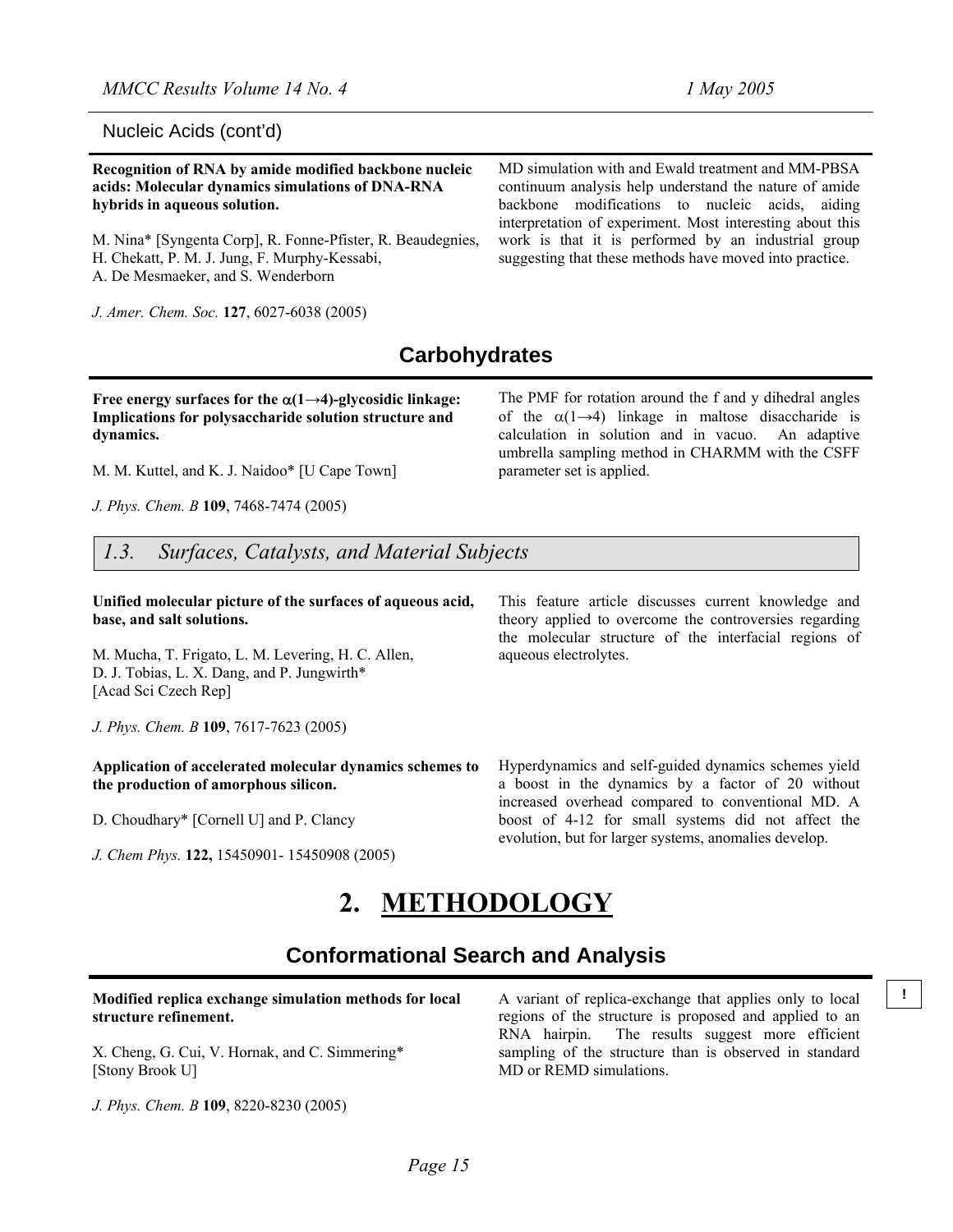Nucleic Acids (cont'd)

**Recognition of RNA by amide modified backbone nucleic acids: Molecular dynamics simulations of DNA-RNA hybrids in aqueous solution.**

M. Nina* [Syngenta Corp], R. Fonne-Pfister, R. Beaudegnies, H. Chekatt, P. M. J. Jung, F. Murphy-Kessabi, A. De Mesmaeker, and S. Wenderborn

*J. Amer. Chem. Soc.* **127**, 6027-6038 (2005)

MD simulation with and Ewald treatment and MM-PBSA continuum analysis help understand the nature of amide backbone modifications to nucleic acids, aiding interpretation of experiment. Most interesting about this work is that it is performed by an industrial group suggesting that these methods have moved into practice.

## Carbohydrates

**Free energy surfaces for the $\alpha(1\rightarrow4)$-glycosidic linkage: Implications for polysaccharide solution structure and dynamics.**

M. M. Kuttel, and K. J. Naidoo* [U Cape Town]

*J. Phys. Chem. B* **109**, 7468-7474 (2005)

The PMF for rotation around the f and y dihedral angles of the $\alpha(1\rightarrow4)$ linkage in maltose disaccharide is calculation in solution and in vacuo. An adaptive umbrella sampling method in CHARMM with the CSFF parameter set is applied.

### *1.3. Surfaces, Catalysts, and Material Subjects*

**Unified molecular picture of the surfaces of aqueous acid, base, and salt solutions.**

M. Mucha, T. Frigato, L. M. Levering, H. C. Allen, D. J. Tobias, L. X. Dang, and P. Jungwirth* [Acad Sci Czech Rep]

*J. Phys. Chem. B* **109**, 7617-7623 (2005)

This feature article discusses current knowledge and theory applied to overcome the controversies regarding the molecular structure of the interfacial regions of aqueous electrolytes.

**Application of accelerated molecular dynamics schemes to the production of amorphous silicon.**

D. Choudhary* [Cornell U] and P. Clancy

*J. Chem Phys.* **122,** 15450901- 15450908 (2005)

Hyperdynamics and self-guided dynamics schemes yield a boost in the dynamics by a factor of 20 without increased overhead compared to conventional MD. A boost of 4-12 for small systems did not affect the evolution, but for larger systems, anomalies develop.

# 2. METHODOLOGY

## Conformational Search and Analysis

**Modified replica exchange simulation methods for local structure refinement.**

X. Cheng, G. Cui, V. Hornak, and C. Simmering* [Stony Brook U]

*J. Phys. Chem. B* **109**, 8220-8230 (2005)

A variant of replica-exchange that applies only to local regions of the structure is proposed and applied to an RNA hairpin. The results suggest more efficient sampling of the structure than is observed in standard MD or REMD simulations.

!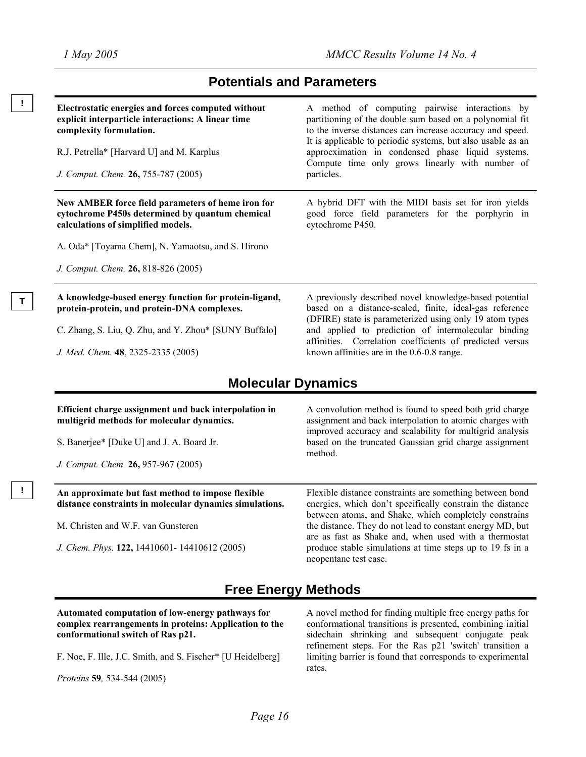## Potentials and Parameters

!

**Electrostatic energies and forces computed without explicit interparticle interactions: A linear time complexity formulation.**

R.J. Petrella* [Harvard U] and M. Karplus

*J. Comput. Chem.* **26,** 755-787 (2005)

A method of computing pairwise interactions by partitioning of the double sum based on a polynomial fit to the inverse distances can increase accuracy and speed. It is applicable to periodic systems, but also usable as an approcximation in condensed phase liquid systems. Compute time only grows linearly with number of particles.

---

**New AMBER force field parameters of heme iron for cytochrome P450s determined by quantum chemical calculations of simplified models.**

A. Oda* [Toyama Chem], N. Yamaotsu, and S. Hirono

*J. Comput. Chem.* **26,** 818-826 (2005)

A hybrid DFT with the MIDI basis set for iron yields good force field parameters for the porphyrin in cytochrome P450.

---

T

**A knowledge-based energy function for protein-ligand, protein-protein, and protein-DNA complexes.**

C. Zhang, S. Liu, Q. Zhu, and Y. Zhou* [SUNY Buffalo]

*J. Med. Chem.* **48**, 2325-2335 (2005)

A previously described novel knowledge-based potential based on a distance-scaled, finite, ideal-gas reference (DFIRE) state is parameterized using only 19 atom types and applied to prediction of intermolecular binding affinities. Correlation coefficients of predicted versus known affinities are in the 0.6-0.8 range.

## Molecular Dynamics

**Efficient charge assignment and back interpolation in multigrid methods for molecular dynamics.**

S. Banerjee* [Duke U] and J. A. Board Jr.

*J. Comput. Chem.* **26,** 957-967 (2005)

A convolution method is found to speed both grid charge assignment and back interpolation to atomic charges with improved accuracy and scalability for multigrid analysis based on the truncated Gaussian grid charge assignment method.

---

!

**An approximate but fast method to impose flexible distance constraints in molecular dynamics simulations.**

M. Christen and W.F. van Gunsteren

*J. Chem. Phys.* **122,** 14410601- 14410612 (2005)

Flexible distance constraints are something between bond energies, which don't specifically constrain the distance between atoms, and Shake, which completely constrains the distance. They do not lead to constant energy MD, but are as fast as Shake and, when used with a thermostat produce stable simulations at time steps up to 19 fs in a neopentane test case.

## Free Energy Methods

**Automated computation of low-energy pathways for complex rearrangements in proteins: Application to the conformational switch of Ras p21.**

F. Noe, F. Ille, J.C. Smith, and S. Fischer* [U Heidelberg]

*Proteins* **59***,* 534-544 (2005)

A novel method for finding multiple free energy paths for conformational transitions is presented, combining initial sidechain shrinking and subsequent conjugate peak refinement steps. For the Ras p21 'switch' transition a limiting barrier is found that corresponds to experimental rates.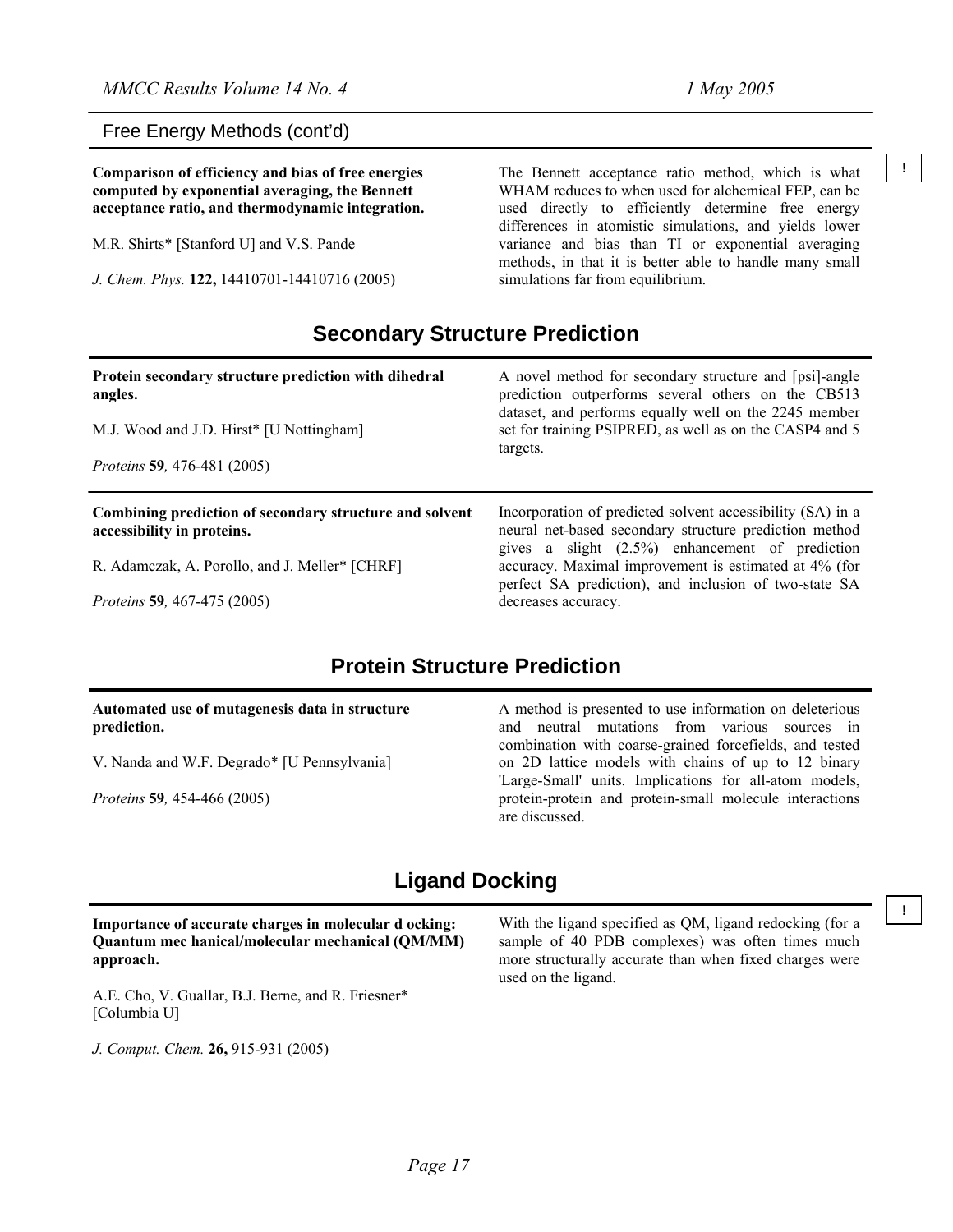## Free Energy Methods (cont'd)

**Comparison of efficiency and bias of free energies computed by exponential averaging, the Bennett acceptance ratio, and thermodynamic integration.**

M.R. Shirts* [Stanford U] and V.S. Pande

*J. Chem. Phys.* **122,** 14410701-14410716 (2005)

The Bennett acceptance ratio method, which is what WHAM reduces to when used for alchemical FEP, can be used directly to efficiently determine free energy differences in atomistic simulations, and yields lower variance and bias than TI or exponential averaging methods, in that it is better able to handle many small simulations far from equilibrium.

!

## Secondary Structure Prediction

**Protein secondary structure prediction with dihedral angles.**

M.J. Wood and J.D. Hirst* [U Nottingham]

*Proteins* **59***,* 476-481 (2005)

A novel method for secondary structure and [psi]-angle prediction outperforms several others on the CB513 dataset, and performs equally well on the 2245 member set for training PSIPRED, as well as on the CASP4 and 5 targets.

---

**Combining prediction of secondary structure and solvent accessibility in proteins.**

R. Adamczak, A. Porollo, and J. Meller* [CHRF]

*Proteins* **59***,* 467-475 (2005)

Incorporation of predicted solvent accessibility (SA) in a neural net-based secondary structure prediction method gives a slight (2.5%) enhancement of prediction accuracy. Maximal improvement is estimated at 4% (for perfect SA prediction), and inclusion of two-state SA decreases accuracy.

## Protein Structure Prediction

**Automated use of mutagenesis data in structure prediction.**

V. Nanda and W.F. Degrado* [U Pennsylvania]

*Proteins* **59***,* 454-466 (2005)

A method is presented to use information on deleterious and neutral mutations from various sources in combination with coarse-grained forcefields, and tested on 2D lattice models with chains of up to 12 binary 'Large-Small' units. Implications for all-atom models, protein-protein and protein-small molecule interactions are discussed.

## Ligand Docking

**Importance of accurate charges in molecular d ocking: Quantum mec hanical/molecular mechanical (QM/MM) approach.**

A.E. Cho, V. Guallar, B.J. Berne, and R. Friesner* [Columbia U]

*J. Comput. Chem.* **26,** 915-931 (2005)

With the ligand specified as QM, ligand redocking (for a sample of 40 PDB complexes) was often times much more structurally accurate than when fixed charges were used on the ligand.

!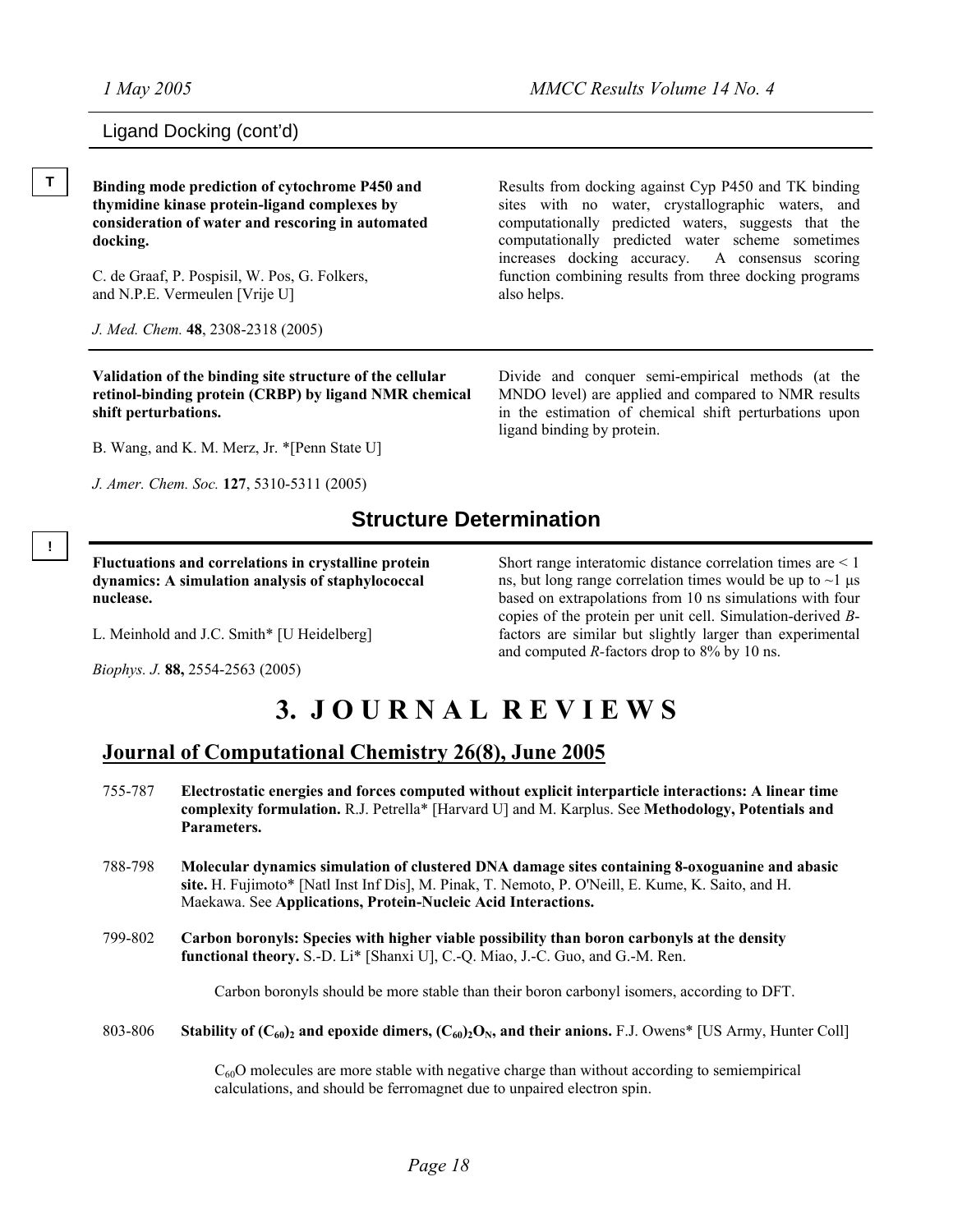Ligand Docking (cont'd)

T

**Binding mode prediction of cytochrome P450 and thymidine kinase protein-ligand complexes by consideration of water and rescoring in automated docking.**

C. de Graaf, P. Pospisil, W. Pos, G. Folkers, and N.P.E. Vermeulen [Vrije U]

*J. Med. Chem.* **48**, 2308-2318 (2005)

Results from docking against Cyp P450 and TK binding sites with no water, crystallographic waters, and computationally predicted waters, suggests that the computationally predicted water scheme sometimes increases docking accuracy. A consensus scoring function combining results from three docking programs also helps.

**Validation of the binding site structure of the cellular retinol-binding protein (CRBP) by ligand NMR chemical shift perturbations.**

B. Wang, and K. M. Merz, Jr. *[Penn State U]

*J. Amer. Chem. Soc.* **127**, 5310-5311 (2005)

Divide and conquer semi-empirical methods (at the MNDO level) are applied and compared to NMR results in the estimation of chemical shift perturbations upon ligand binding by protein.

## Structure Determination

!

**Fluctuations and correlations in crystalline protein dynamics: A simulation analysis of staphylococcal nuclease.**

L. Meinhold and J.C. Smith* [U Heidelberg]

*Biophys. J.* **88,** 2554-2563 (2005)

Short range interatomic distance correlation times are < 1 ns, but long range correlation times would be up to ~1 μs based on extrapolations from 10 ns simulations with four copies of the protein per unit cell. Simulation-derived *B*-factors are similar but slightly larger than experimental and computed *R*-factors drop to 8% by 10 ns.

# 3. JOURNAL REVIEWS

## Journal of Computational Chemistry 26(8), June 2005

755-787 **Electrostatic energies and forces computed without explicit interparticle interactions: A linear time complexity formulation.** R.J. Petrella* [Harvard U] and M. Karplus. See **Methodology, Potentials and Parameters.**

788-798 **Molecular dynamics simulation of clustered DNA damage sites containing 8-oxoguanine and abasic site.** H. Fujimoto* [Natl Inst Inf Dis], M. Pinak, T. Nemoto, P. O'Neill, E. Kume, K. Saito, and H. Maekawa. See **Applications, Protein-Nucleic Acid Interactions.**

799-802 **Carbon boronyls: Species with higher viable possibility than boron carbonyls at the density functional theory.** S.-D. Li* [Shanxi U], C.-Q. Miao, J.-C. Guo, and G.-M. Ren.

Carbon boronyls should be more stable than their boron carbonyl isomers, according to DFT.

803-806 **Stability of $(C_{60})_2$ and epoxide dimers, $(C_{60})_2O_N$, and their anions.** F.J. Owens* [US Army, Hunter Coll]

$C_{60}O$ molecules are more stable with negative charge than without according to semiempirical calculations, and should be ferromagnet due to unpaired electron spin.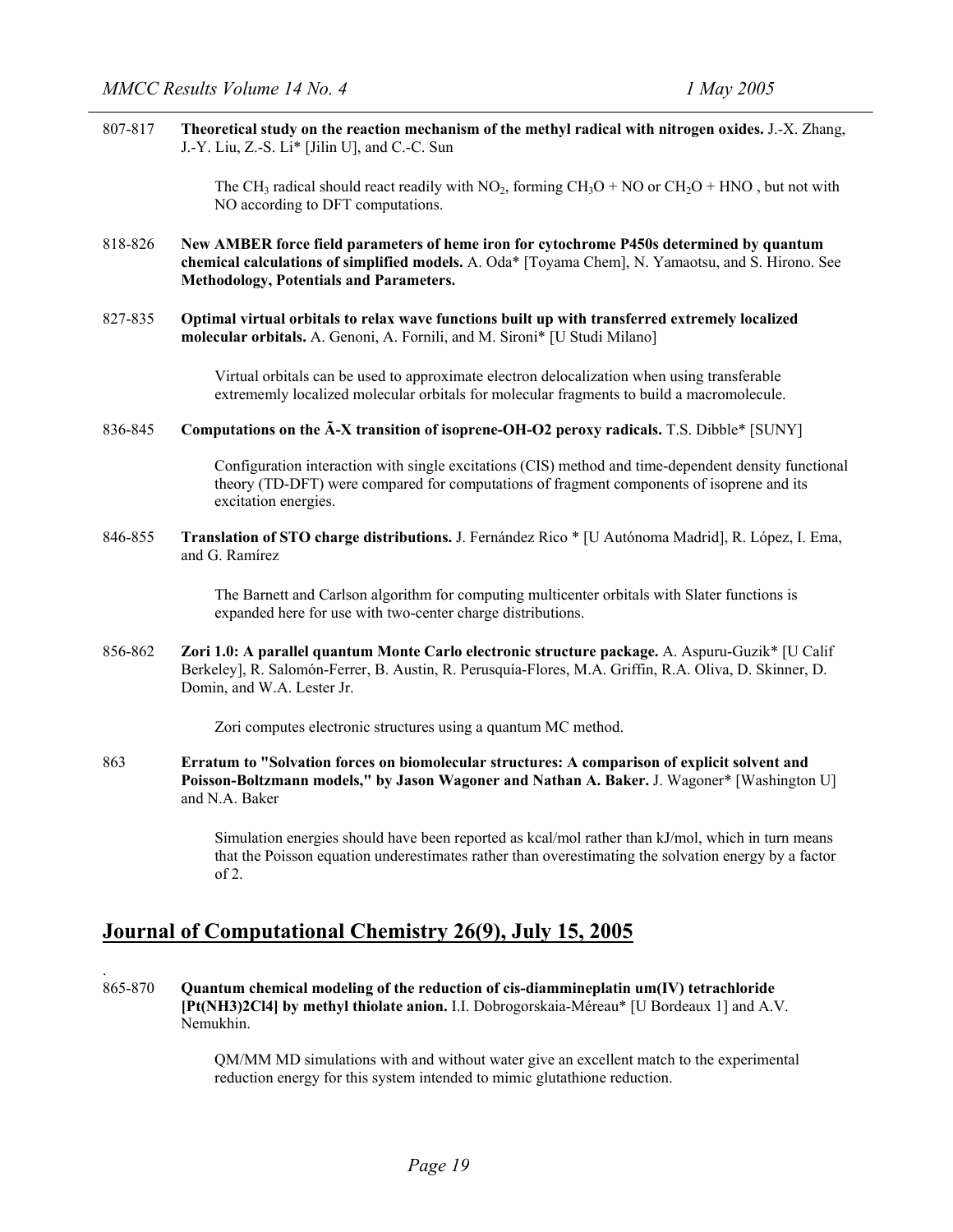807-817 **Theoretical study on the reaction mechanism of the methyl radical with nitrogen oxides.** J.-X. Zhang, J.-Y. Liu, Z.-S. Li* [Jilin U], and C.-C. Sun

> The $CH_3$ radical should react readily with $NO_2$, forming $CH_3O$ + NO or $CH_2O$ + HNO , but not with NO according to DFT computations.

818-826 **New AMBER force field parameters of heme iron for cytochrome P450s determined by quantum chemical calculations of simplified models.** A. Oda* [Toyama Chem], N. Yamaotsu, and S. Hirono. See **Methodology, Potentials and Parameters.**

827-835 **Optimal virtual orbitals to relax wave functions built up with transferred extremely localized molecular orbitals.** A. Genoni, A. Fornili, and M. Sironi* [U Studi Milano]

> Virtual orbitals can be used to approximate electron delocalization when using transferable extrememly localized molecular orbitals for molecular fragments to build a macromolecule.

836-845 **Computations on the Ã-X transition of isoprene-OH-O2 peroxy radicals.** T.S. Dibble* [SUNY]

> Configuration interaction with single excitations (CIS) method and time-dependent density functional theory (TD-DFT) were compared for computations of fragment components of isoprene and its excitation energies.

846-855 **Translation of STO charge distributions.** J. Fernández Rico * [U Autónoma Madrid], R. López, I. Ema, and G. Ramírez

> The Barnett and Carlson algorithm for computing multicenter orbitals with Slater functions is expanded here for use with two-center charge distributions.

856-862 **Zori 1.0: A parallel quantum Monte Carlo electronic structure package.** A. Aspuru-Guzik* [U Calif Berkeley], R. Salomón-Ferrer, B. Austin, R. Perusquía-Flores, M.A. Griffin, R.A. Oliva, D. Skinner, D. Domin, and W.A. Lester Jr.

> Zori computes electronic structures using a quantum MC method.

863 **Erratum to "Solvation forces on biomolecular structures: A comparison of explicit solvent and Poisson-Boltzmann models," by Jason Wagoner and Nathan A. Baker.** J. Wagoner* [Washington U] and N.A. Baker

> Simulation energies should have been reported as kcal/mol rather than kJ/mol, which in turn means that the Poisson equation underestimates rather than overestimating the solvation energy by a factor of 2.

## Journal of Computational Chemistry 26(9), July 15, 2005

865-870 **Quantum chemical modeling of the reduction of cis-diammineplatin um(IV) tetrachloride [Pt(NH3)2Cl4] by methyl thiolate anion.** I.I. Dobrogorskaia-Méreau* [U Bordeaux 1] and A.V. Nemukhin.

> QM/MM MD simulations with and without water give an excellent match to the experimental reduction energy for this system intended to mimic glutathione reduction.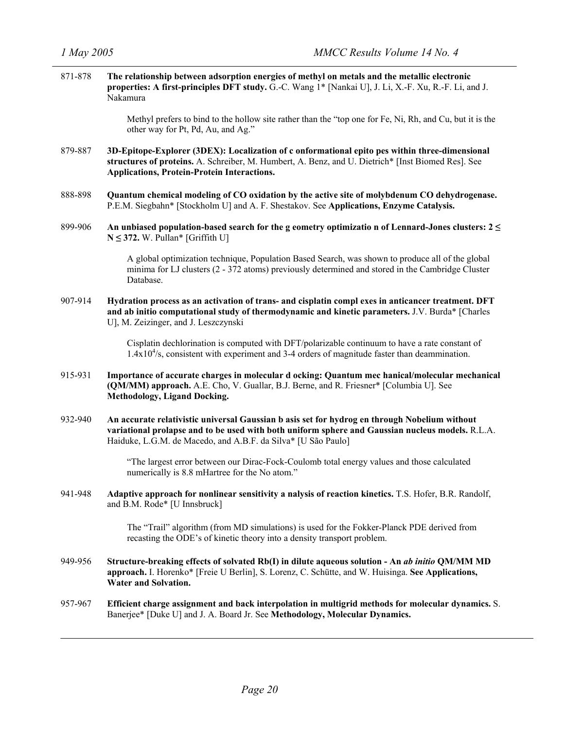871-878 **The relationship between adsorption energies of methyl on metals and the metallic electronic properties: A first-principles DFT study.** G.-C. Wang 1* [Nankai U], J. Li, X.-F. Xu, R.-F. Li, and J. Nakamura

> Methyl prefers to bind to the hollow site rather than the "top one for Fe, Ni, Rh, and Cu, but it is the other way for Pt, Pd, Au, and Ag."

879-887 **3D-Epitope-Explorer (3DEX): Localization of c onformational epito pes within three-dimensional structures of proteins.** A. Schreiber, M. Humbert, A. Benz, and U. Dietrich* [Inst Biomed Res]. See **Applications, Protein-Protein Interactions.**

888-898 **Quantum chemical modeling of CO oxidation by the active site of molybdenum CO dehydrogenase.** P.E.M. Siegbahn* [Stockholm U] and A. F. Shestakov. See **Applications, Enzyme Catalysis.**

899-906 **An unbiased population-based search for the g eometry optimizatio n of Lennard-Jones clusters: $2 \leq N \leq 372$.** W. Pullan* [Griffith U]

> A global optimization technique, Population Based Search, was shown to produce all of the global minima for LJ clusters (2 - 372 atoms) previously determined and stored in the Cambridge Cluster Database.

907-914 **Hydration process as an activation of trans- and cisplatin compl exes in anticancer treatment. DFT and ab initio computational study of thermodynamic and kinetic parameters.** J.V. Burda* [Charles U], M. Zeizinger, and J. Leszczynski

> Cisplatin dechlorination is computed with DFT/polarizable continuum to have a rate constant of $1.4 \times 10^4$/s, consistent with experiment and 3-4 orders of magnitude faster than deammination.

915-931 **Importance of accurate charges in molecular d ocking: Quantum mec hanical/molecular mechanical (QM/MM) approach.** A.E. Cho, V. Guallar, B.J. Berne, and R. Friesner* [Columbia U]. See **Methodology, Ligand Docking.**

932-940 **An accurate relativistic universal Gaussian b asis set for hydrog en through Nobelium without variational prolapse and to be used with both uniform sphere and Gaussian nucleus models.** R.L.A. Haiduke, L.G.M. de Macedo, and A.B.F. da Silva* [U São Paulo]

> "The largest error between our Dirac-Fock-Coulomb total energy values and those calculated numerically is 8.8 mHartree for the No atom."

941-948 **Adaptive approach for nonlinear sensitivity a nalysis of reaction kinetics.** T.S. Hofer, B.R. Randolf, and B.M. Rode* [U Innsbruck]

> The "Trail" algorithm (from MD simulations) is used for the Fokker-Planck PDE derived from recasting the ODE's of kinetic theory into a density transport problem.

949-956 **Structure-breaking effects of solvated Rb(I) in dilute aqueous solution - An *ab initio* QM/MM MD approach.** I. Horenko* [Freie U Berlin], S. Lorenz, C. Schütte, and W. Huisinga. **See Applications, Water and Solvation.**

957-967 **Efficient charge assignment and back interpolation in multigrid methods for molecular dynamics.** S. Banerjee* [Duke U] and J. A. Board Jr. See **Methodology, Molecular Dynamics.**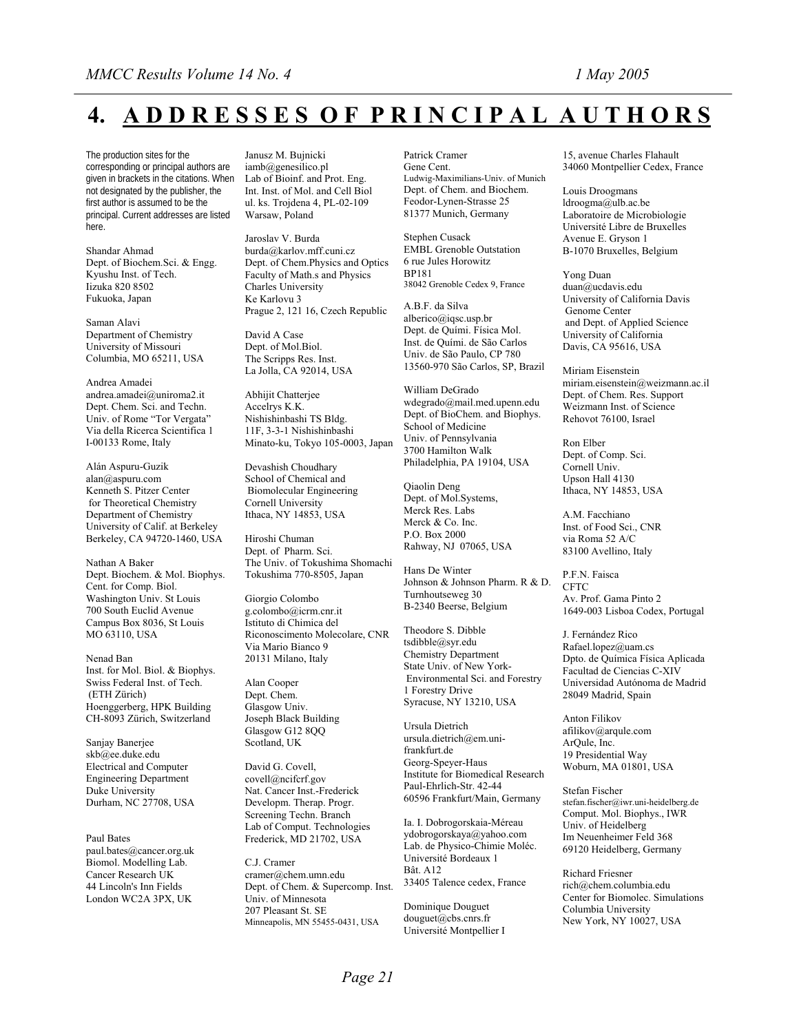# 4. ADDRESSES OF PRINCIPAL AUTHORS

The production sites for the corresponding or principal authors are given in brackets in the citations. When not designated by the publisher, the first author is assumed to be the principal. Current addresses are listed here.

Shandar Ahmad
Dept. of Biochem.Sci. & Engg.
Kyushu Inst. of Tech.
Iizuka 820 8502
Fukuoka, Japan

Saman Alavi
Department of Chemistry
University of Missouri
Columbia, MO 65211, USA

Andrea Amadei
andrea.amadei@uniroma2.it
Dept. Chem. Sci. and Techn.
Univ. of Rome "Tor Vergata"
Via della Ricerca Scientifica 1
I-00133 Rome, Italy

Alán Aspuru-Guzik
alan@aspuru.com
Kenneth S. Pitzer Center
for Theoretical Chemistry
Department of Chemistry
University of Calif. at Berkeley
Berkeley, CA 94720-1460, USA

Nathan A Baker
Dept. Biochem. & Mol. Biophys.
Cent. for Comp. Biol.
Washington Univ. St Louis
700 South Euclid Avenue
Campus Box 8036, St Louis
MO 63110, USA

Nenad Ban
Inst. for Mol. Biol. & Biophys.
Swiss Federal Inst. of Tech.
(ETH Zürich)
Hoenggerberg, HPK Building
CH-8093 Zürich, Switzerland

Sanjay Banerjee
skb@ee.duke.edu
Electrical and Computer
Engineering Department
Duke University
Durham, NC 27708, USA

Paul Bates
paul.bates@cancer.org.uk
Biomol. Modelling Lab.
Cancer Research UK
44 Lincoln's Inn Fields
London WC2A 3PX, UK

Janusz M. Bujnicki
iamb@genesilico.pl
Lab of Bioinf. and Prot. Eng.
Int. Inst. of Mol. and Cell Biol
ul. ks. Trojdena 4, PL-02-109
Warsaw, Poland

Jaroslav V. Burda
burda@karlov.mff.cuni.cz
Dept. of Chem.Physics and Optics
Faculty of Math.s and Physics
Charles University
Ke Karlovu 3
Prague 2, 121 16, Czech Republic

David A Case
Dept. of Mol.Biol.
The Scripps Res. Inst.
La Jolla, CA 92014, USA

Abhijit Chatterjee
Accelrys K.K.
Nishishinbashi TS Bldg.
11F, 3-3-1 Nishishinbashi
Minato-ku, Tokyo 105-0003, Japan

Devashish Choudhary
School of Chemical and
Biomolecular Engineering
Cornell University
Ithaca, NY 14853, USA

Hiroshi Chuman
Dept. of Pharm. Sci.
The Univ. of Tokushima Shomachi
Tokushima 770-8505, Japan

Giorgio Colombo
g.colombo@icrm.cnr.it
Istituto di Chimica del
Riconoscimento Molecolare, CNR
Via Mario Bianco 9
20131 Milano, Italy

Alan Cooper
Dept. Chem.
Glasgow Univ.
Joseph Black Building
Glasgow G12 8QQ
Scotland, UK

David G. Covell,
covell@ncifcrf.gov
Nat. Cancer Inst.-Frederick
Developm. Therap. Progr.
Screening Techn. Branch
Lab of Comput. Technologies
Frederick, MD 21702, USA

C.J. Cramer
cramer@chem.umn.edu
Dept. of Chem. & Supercomp. Inst.
Univ. of Minnesota
207 Pleasant St. SE
Minneapolis, MN 55455-0431, USA

Patrick Cramer
Gene Cent.
Ludwig-Maximilians-Univ. of Munich
Dept. of Chem. and Biochem.
Feodor-Lynen-Strasse 25
81377 Munich, Germany

Stephen Cusack
EMBL Grenoble Outstation
6 rue Jules Horowitz
BP181
38042 Grenoble Cedex 9, France

A.B.F. da Silva
alberico@iqsc.usp.br
Dept. de Químí. Física Mol.
Inst. de Químí. de São Carlos
Univ. de São Paulo, CP 780
13560-970 São Carlos, SP, Brazil

William DeGrado
wdegrado@mail.med.upenn.edu
Dept. of BioChem. and Biophys.
School of Medicine
Univ. of Pennsylvania
3700 Hamilton Walk
Philadelphia, PA 19104, USA

Qiaolin Deng
Dept. of Mol.Systems,
Merck Res. Labs
Merck & Co. Inc.
P.O. Box 2000
Rahway, NJ 07065, USA

Hans De Winter
Johnson & Johnson Pharm. R & D.
Turnhoutseweg 30
B-2340 Beerse, Belgium

Theodore S. Dibble
tsdibble@syr.edu
Chemistry Department
State Univ. of New York-
Environmental Sci. and Forestry
1 Forestry Drive
Syracuse, NY 13210, USA

Ursula Dietrich
ursula.dietrich@em.uni-frankfurt.de
Georg-Speyer-Haus
Institute for Biomedical Research
Paul-Ehrlich-Str. 42-44
60596 Frankfurt/Main, Germany

Ia. I. Dobrogorskaia-Méreau
ydobrogorskaya@yahoo.com
Lab. de Physico-Chimie Moléc.
Université Bordeaux 1
Bât. A12
33405 Talence cedex, France

Dominique Douguet
douguet@cbs.cnrs.fr
Université Montpellier I
15, avenue Charles Flahault
34060 Montpellier Cedex, France

Louis Droogmans
ldroogma@ulb.ac.be
Laboratoire de Microbiologie
Université Libre de Bruxelles
Avenue E. Gryson 1
B-1070 Bruxelles, Belgium

Yong Duan
duan@ucdavis.edu
University of California Davis
Genome Center
and Dept. of Applied Science
University of California
Davis, CA 95616, USA

Miriam Eisenstein
miriam.eisenstein@weizmann.ac.il
Dept. of Chem. Res. Support
Weizmann Inst. of Science
Rehovot 76100, Israel

Ron Elber
Dept. of Comp. Sci.
Cornell Univ.
Upson Hall 4130
Ithaca, NY 14853, USA

A.M. Facchiano
Inst. of Food Sci., CNR
via Roma 52 A/C
83100 Avellino, Italy

P.F.N. Faisca
CFTC
Av. Prof. Gama Pinto 2
1649-003 Lisboa Codex, Portugal

J. Fernández Rico
Rafael.lopez@uam.cs
Dpto. de Química Física Aplicada
Facultad de Ciencias C-XIV
Universidad Autónoma de Madrid
28049 Madrid, Spain

Anton Filikov
afilikov@arqule.com
ArQule, Inc.
19 Presidential Way
Woburn, MA 01801, USA

Stefan Fischer
stefan.fischer@iwr.uni-heidelberg.de
Comput. Mol. Biophys., IWR
Univ. of Heidelberg
Im Neuenheimer Feld 368
69120 Heidelberg, Germany

Richard Friesner
rich@chem.columbia.edu
Center for Biomolec. Simulations
Columbia University
New York, NY 10027, USA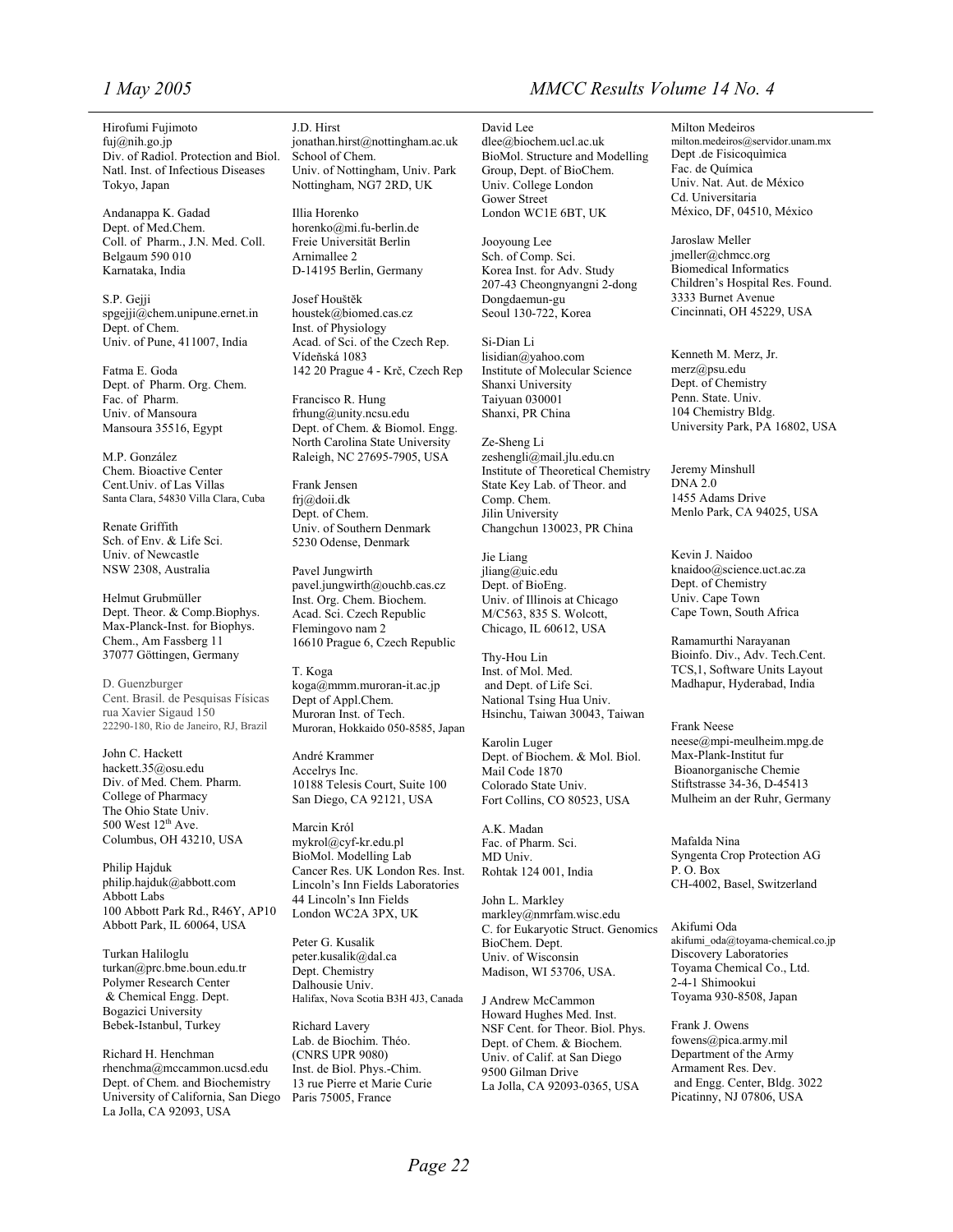Hirofumi Fujimoto
fuj@nih.go.jp
Div. of Radiol. Protection and Biol.
Natl. Inst. of Infectious Diseases
Tokyo, Japan

Andanappa K. Gadad
Dept. of Med.Chem.
Coll. of Pharm., J.N. Med. Coll.
Belgaum 590 010
Karnataka, India

S.P. Gejji
spgejji@chem.unipune.ernet.in
Dept. of Chem.
Univ. of Pune, 411007, India

Fatma E. Goda
Dept. of Pharm. Org. Chem.
Fac. of Pharm.
Univ. of Mansoura
Mansoura 35516, Egypt

M.P. González
Chem. Bioactive Center
Cent.Univ. of Las Villas
Santa Clara, 54830 Villa Clara, Cuba

Renate Griffith
Sch. of Env. & Life Sci.
Univ. of Newcastle
NSW 2308, Australia

Helmut Grubmüller
Dept. Theor. & Comp.Biophys.
Max-Planck-Inst. for Biophys.
Chem., Am Fassberg 11
37077 Göttingen, Germany

D. Guenzburger
Cent. Brasil. de Pesquisas Físicas
rua Xavier Sigaud 150
22290-180, Rio de Janeiro, RJ, Brazil

John C. Hackett
hackett.35@osu.edu
Div. of Med. Chem. Pharm.
College of Pharmacy
The Ohio State Univ.
500 West 12th Ave.
Columbus, OH 43210, USA

Philip Hajduk
philip.hajduk@abbott.com
Abbott Labs
100 Abbott Park Rd., R46Y, AP10
Abbott Park, IL 60064, USA

Turkan Haliloglu
turkan@prc.bme.boun.edu.tr
Polymer Research Center
& Chemical Engg. Dept.
Bogazici University
Bebek-Istanbul, Turkey

Richard H. Henchman
rhenchma@mccammon.ucsd.edu
Dept. of Chem. and Biochemistry
University of California, San Diego
La Jolla, CA 92093, USA

J.D. Hirst
jonathan.hirst@nottingham.ac.uk
School of Chem.
Univ. of Nottingham, Univ. Park
Nottingham, NG7 2RD, UK

Illia Horenko
horenko@mi.fu-berlin.de
Freie Universität Berlin
Arnimallee 2
D-14195 Berlin, Germany

Josef Houštěk
houstek@biomed.cas.cz
Inst. of Physiology
Acad. of Sci. of the Czech Rep.
Vídeňská 1083
142 20 Prague 4 - Krč, Czech Rep

Francisco R. Hung
frhung@unity.ncsu.edu
Dept. of Chem. & Biomol. Engg.
North Carolina State University
Raleigh, NC 27695-7905, USA

Frank Jensen
frj@doii.dk
Dept. of Chem.
Univ. of Southern Denmark
5230 Odense, Denmark

Pavel Jungwirth
pavel.jungwirth@ouchb.cas.cz
Inst. Org. Chem. Biochem.
Acad. Sci. Czech Republic
Flemingovo nam 2
16610 Prague 6, Czech Republic

T. Koga
koga@mmm.muroran-it.ac.jp
Dept of Appl.Chem.
Muroran Inst. of Tech.
Muroran, Hokkaido 050-8585, Japan

André Krammer
Accelrys Inc.
10188 Telesis Court, Suite 100
San Diego, CA 92121, USA

Marcin Król
mykrol@cyf-kr.edu.pl
BioMol. Modelling Lab
Cancer Res. UK London Res. Inst.
Lincoln's Inn Fields Laboratories
44 Lincoln's Inn Fields
London WC2A 3PX, UK

Peter G. Kusalik
peter.kusalik@dal.ca
Dept. Chemistry
Dalhousie Univ.
Halifax, Nova Scotia B3H 4J3, Canada

Richard Lavery
Lab. de Biochim. Théo.
(CNRS UPR 9080)
Inst. de Biol. Phys.-Chim.
13 rue Pierre et Marie Curie
Paris 75005, France

David Lee
dlee@biochem.ucl.ac.uk
BioMol. Structure and Modelling
Group, Dept. of BioChem.
Univ. College London
Gower Street
London WC1E 6BT, UK

Jooyoung Lee
Sch. of Comp. Sci.
Korea Inst. for Adv. Study
207-43 Cheongnyangni 2-dong
Dongdaemun-gu
Seoul 130-722, Korea

Si-Dian Li
lisidian@yahoo.com
Institute of Molecular Science
Shanxi University
Taiyuan 030001
Shanxi, PR China

Ze-Sheng Li
zeshengli@mail.jlu.edu.cn
Institute of Theoretical Chemistry
State Key Lab. of Theor. and
Comp. Chem.
Jilin University
Changchun 130023, PR China

Jie Liang
jliang@uic.edu
Dept. of BioEng.
Univ. of Illinois at Chicago
M/C563, 835 S. Wolcott,
Chicago, IL 60612, USA

Thy-Hou Lin
Inst. of Mol. Med.
and Dept. of Life Sci.
National Tsing Hua Univ.
Hsinchu, Taiwan 30043, Taiwan

Karolin Luger
Dept. of Biochem. & Mol. Biol.
Mail Code 1870
Colorado State Univ.
Fort Collins, CO 80523, USA

A.K. Madan
Fac. of Pharm. Sci.
MD Univ.
Rohtak 124 001, India

John L. Markley
markley@nmrfam.wisc.edu
C. for Eukaryotic Struct. Genomics
BioChem. Dept.
Univ. of Wisconsin
Madison, WI 53706, USA.

J Andrew McCammon
Howard Hughes Med. Inst.
NSF Cent. for Theor. Biol. Phys.
Dept. of Chem. & Biochem.
Univ. of Calif. at San Diego
9500 Gilman Drive
La Jolla, CA 92093-0365, USA

Milton Medeiros
milton.medeiros@servidor.unam.mx
Dept .de Fisicoquimica
Fac. de Química
Univ. Nat. Aut. de México
Cd. Universitaria
México, DF, 04510, México

Jaroslaw Meller
jmeller@chmcc.org
Biomedical Informatics
Children's Hospital Res. Found.
3333 Burnet Avenue
Cincinnati, OH 45229, USA

Kenneth M. Merz, Jr.
merz@psu.edu
Dept. of Chemistry
Penn. State. Univ.
104 Chemistry Bldg.
University Park, PA 16802, USA

Jeremy Minshull
DNA 2.0
1455 Adams Drive
Menlo Park, CA 94025, USA

Kevin J. Naidoo
knaidoo@science.uct.ac.za
Dept. of Chemistry
Univ. Cape Town
Cape Town, South Africa

Ramamurthi Narayanan
Bioinfo. Div., Adv. Tech.Cent.
TCS,1, Software Units Layout
Madhapur, Hyderabad, India

Frank Neese
neese@mpi-meulheim.mpg.de
Max-Plank-Institut fur
Bioanorganische Chemie
Stiftstrasse 34-36, D-45413
Mulheim an der Ruhr, Germany

Mafalda Nina
Syngenta Crop Protection AG
P. O. Box
CH-4002, Basel, Switzerland

Akifumi Oda
akifumi_oda@toyama-chemical.co.jp
Discovery Laboratories
Toyama Chemical Co., Ltd.
2-4-1 Shimookui
Toyama 930-8508, Japan

Frank J. Owens
fowens@pica.army.mil
Department of the Army
Armament Res. Dev.
and Engg. Center, Bldg. 3022
Picatinny, NJ 07806, USA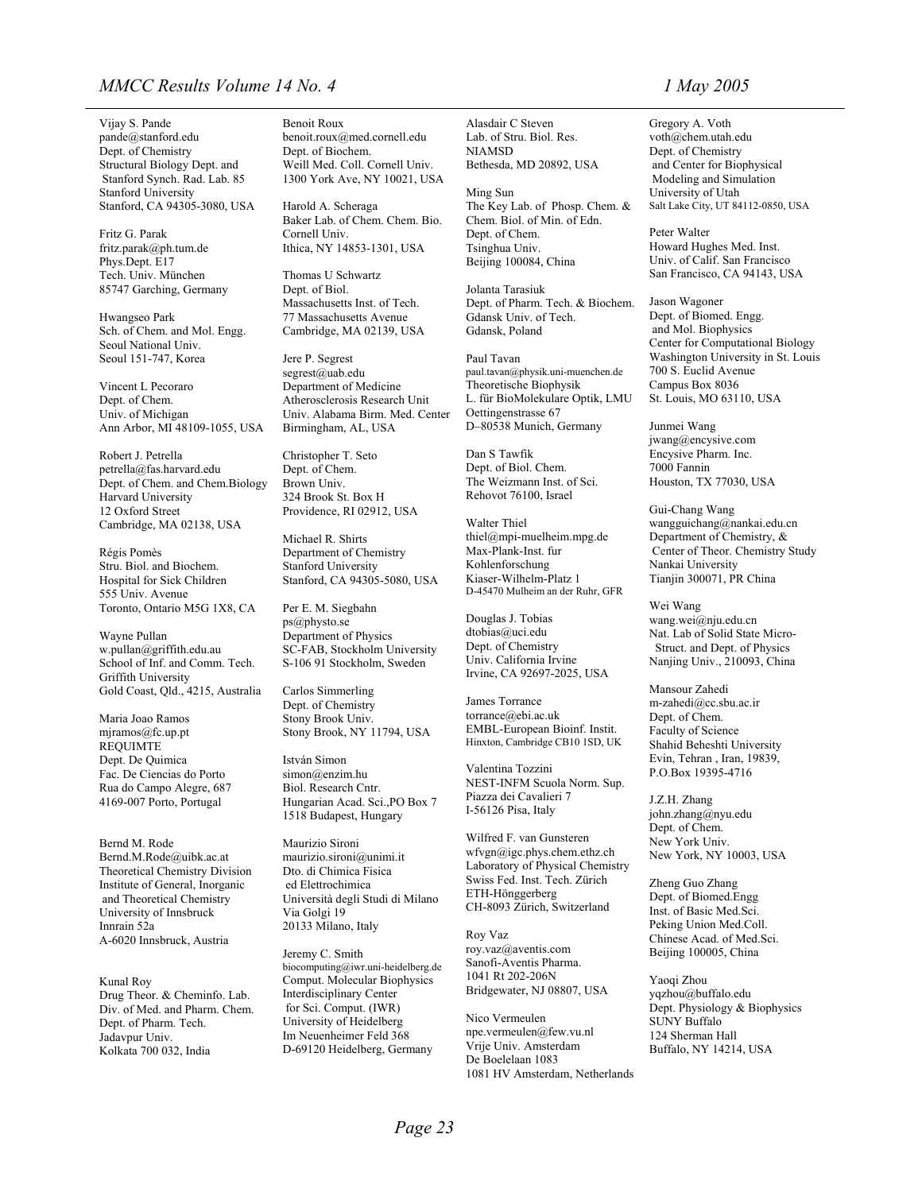Vijay S. Pande
pande@stanford.edu
Dept. of Chemistry
Structural Biology Dept. and
Stanford Synch. Rad. Lab. 85
Stanford University
Stanford, CA 94305-3080, USA

Fritz G. Parak
fritz.parak@ph.tum.de
Phys.Dept. E17
Tech. Univ. München
85747 Garching, Germany

Hwangseo Park
Sch. of Chem. and Mol. Engg.
Seoul National Univ.
Seoul 151-747, Korea

Vincent L Pecoraro
Dept. of Chem.
Univ. of Michigan
Ann Arbor, MI 48109-1055, USA

Robert J. Petrella
petrella@fas.harvard.edu
Dept. of Chem. and Chem.Biology
Harvard University
12 Oxford Street
Cambridge, MA 02138, USA

Régis Pomès
Stru. Biol. and Biochem.
Hospital for Sick Children
555 Univ. Avenue
Toronto, Ontario M5G 1X8, CA

Wayne Pullan
w.pullan@griffith.edu.au
School of Inf. and Comm. Tech.
Griffith University
Gold Coast, Qld., 4215, Australia

Maria Joao Ramos
mjramos@fc.up.pt
REQUIMTE
Dept. De Quimica
Fac. De Ciencias do Porto
Rua do Campo Alegre, 687
4169-007 Porto, Portugal

Bernd M. Rode
Bernd.M.Rode@uibk.ac.at
Theoretical Chemistry Division
Institute of General, Inorganic
and Theoretical Chemistry
University of Innsbruck
Innrain 52a
A-6020 Innsbruck, Austria

Kunal Roy
Drug Theor. & Cheminfo. Lab.
Div. of Med. and Pharm. Chem.
Dept. of Pharm. Tech.
Jadavpur Univ.
Kolkata 700 032, India

Benoit Roux
benoit.roux@med.cornell.edu
Dept. of Biochem.
Weill Med. Coll. Cornell Univ.
1300 York Ave, NY 10021, USA

Harold A. Scheraga
Baker Lab. of Chem. Chem. Bio.
Cornell Univ.
Ithica, NY 14853-1301, USA

Thomas U Schwartz
Dept. of Biol.
Massachusetts Inst. of Tech.
77 Massachusetts Avenue
Cambridge, MA 02139, USA

Jere P. Segrest
segrest@uab.edu
Department of Medicine
Atherosclerosis Research Unit
Univ. Alabama Birm. Med. Center
Birmingham, AL, USA

Christopher T. Seto
Dept. of Chem.
Brown Univ.
324 Brook St. Box H
Providence, RI 02912, USA

Michael R. Shirts
Department of Chemistry
Stanford University
Stanford, CA 94305-5080, USA

Per E. M. Siegbahn
ps@physto.se
Department of Physics
SC-FAB, Stockholm University
S-106 91 Stockholm, Sweden

Carlos Simmerling
Dept. of Chemistry
Stony Brook Univ.
Stony Brook, NY 11794, USA

István Simon
simon@enzim.hu
Biol. Research Cntr.
Hungarian Acad. Sci.,PO Box 7
1518 Budapest, Hungary

Maurizio Sironi
maurizio.sironi@unimi.it
Dto. di Chimica Fisica
ed Elettrochimica
Università degli Studi di Milano
Via Golgi 19
20133 Milano, Italy

Jeremy C. Smith
biocomputing@iwr.uni-heidelberg.de
Comput. Molecular Biophysics
Interdisciplinary Center
for Sci. Comput. (IWR)
University of Heidelberg
Im Neuenheimer Feld 368
D-69120 Heidelberg, Germany

Alasdair C Steven
Lab. of Stru. Biol. Res.
NIAMSD
Bethesda, MD 20892, USA

Ming Sun
The Key Lab. of Phosp. Chem. &
Chem. Biol. of Min. of Edn.
Dept. of Chem.
Tsinghua Univ.
Beijing 100084, China

Jolanta Tarasiuk
Dept. of Pharm. Tech. & Biochem.
Gdansk Univ. of Tech.
Gdansk, Poland

Paul Tavan
paul.tavan@physik.uni-muenchen.de
Theoretische Biophysik
L. für BioMolekulare Optik, LMU
Oettingenstrasse 67
D–80538 Munich, Germany

Dan S Tawfik
Dept. of Biol. Chem.
The Weizmann Inst. of Sci.
Rehovot 76100, Israel

Walter Thiel
thiel@mpi-muelheim.mpg.de
Max-Plank-Inst. fur
Kohlenforschung
Kiaser-Wilhelm-Platz 1
D-45470 Mulheim an der Ruhr, GFR

Douglas J. Tobias
dtobias@uci.edu
Dept. of Chemistry
Univ. California Irvine
Irvine, CA 92697-2025, USA

James Torrance
torrance@ebi.ac.uk
EMBL-European Bioinf. Instit.
Hinxton, Cambridge CB10 1SD, UK

Valentina Tozzini
NEST-INFM Scuola Norm. Sup.
Piazza dei Cavalieri 7
I-56126 Pisa, Italy

Wilfred F. van Gunsteren
wfvgn@igc.phys.chem.ethz.ch
Laboratory of Physical Chemistry
Swiss Fed. Inst. Tech. Zürich
ETH-Hönggerberg
CH-8093 Zürich, Switzerland

Roy Vaz
roy.vaz@aventis.com
Sanofi-Aventis Pharma.
1041 Rt 202-206N
Bridgewater, NJ 08807, USA

Nico Vermeulen
npe.vermeulen@few.vu.nl
Vrije Univ. Amsterdam
De Boelelaan 1083
1081 HV Amsterdam, Netherlands

Gregory A. Voth
voth@chem.utah.edu
Dept. of Chemistry
and Center for Biophysical
Modeling and Simulation
University of Utah
Salt Lake City, UT 84112-0850, USA

Peter Walter
Howard Hughes Med. Inst.
Univ. of Calif. San Francisco
San Francisco, CA 94143, USA

Jason Wagoner
Dept. of Biomed. Engg.
and Mol. Biophysics
Center for Computational Biology
Washington University in St. Louis
700 S. Euclid Avenue
Campus Box 8036
St. Louis, MO 63110, USA

Junmei Wang
jwang@encysive.com
Encysive Pharm. Inc.
7000 Fannin
Houston, TX 77030, USA

Gui-Chang Wang
wangguichang@nankai.edu.cn
Department of Chemistry, &
Center of Theor. Chemistry Study
Nankai University
Tianjin 300071, PR China

Wei Wang
wang.wei@nju.edu.cn
Nat. Lab of Solid State Micro-
Struct. and Dept. of Physics
Nanjing Univ., 210093, China

Mansour Zahedi
m-zahedi@cc.sbu.ac.ir
Dept. of Chem.
Faculty of Science
Shahid Beheshti University
Evin, Tehran , Iran, 19839,
P.O.Box 19395-4716

J.Z.H. Zhang
john.zhang@nyu.edu
Dept. of Chem.
New York Univ.
New York, NY 10003, USA

Zheng Guo Zhang
Dept. of Biomed.Engg
Inst. of Basic Med.Sci.
Peking Union Med.Coll.
Chinese Acad. of Med.Sci.
Beijing 100005, China

Yaoqi Zhou
yqzhou@buffalo.edu
Dept. Physiology & Biophysics
SUNY Buffalo
124 Sherman Hall
Buffalo, NY 14214, USA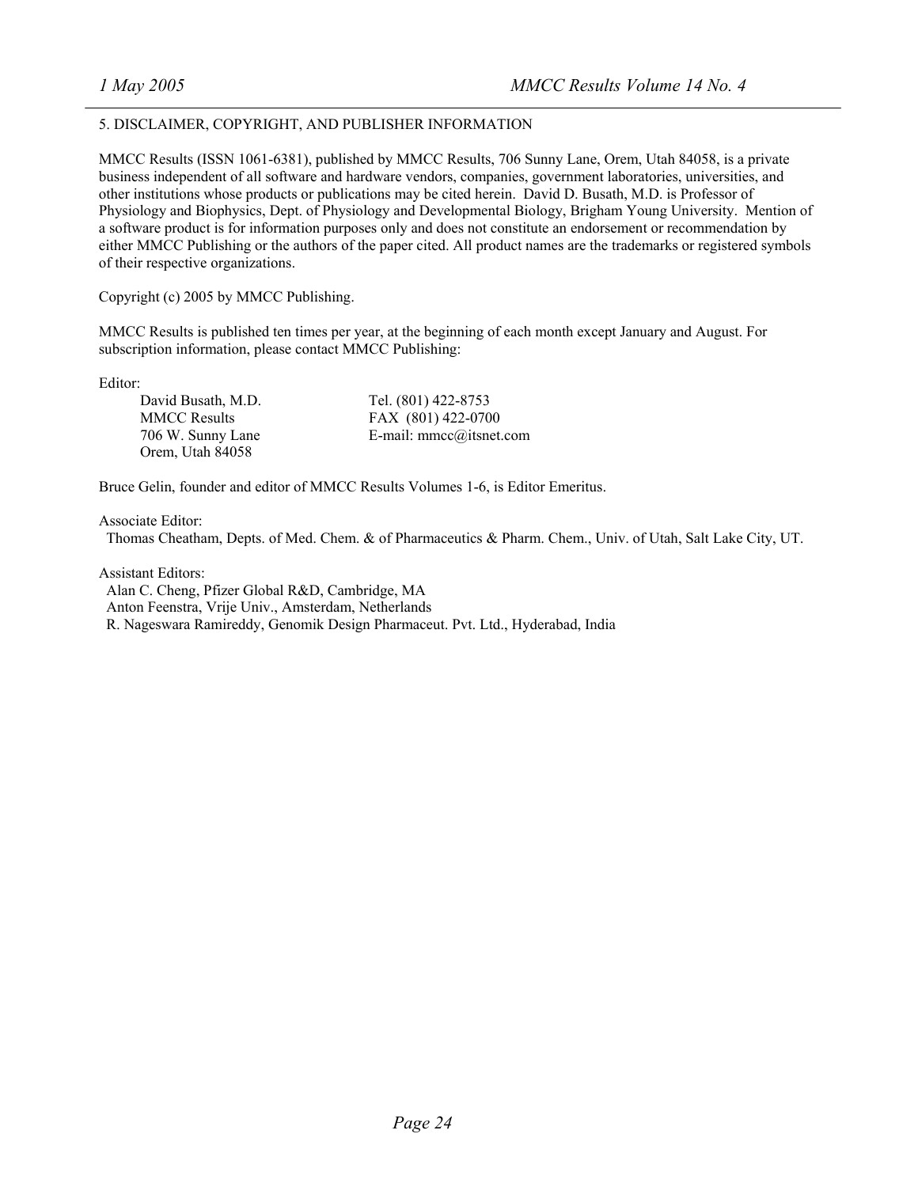## 5. DISCLAIMER, COPYRIGHT, AND PUBLISHER INFORMATION

MMCC Results (ISSN 1061-6381), published by MMCC Results, 706 Sunny Lane, Orem, Utah 84058, is a private business independent of all software and hardware vendors, companies, government laboratories, universities, and other institutions whose products or publications may be cited herein. David D. Busath, M.D. is Professor of Physiology and Biophysics, Dept. of Physiology and Developmental Biology, Brigham Young University. Mention of a software product is for information purposes only and does not constitute an endorsement or recommendation by either MMCC Publishing or the authors of the paper cited. All product names are the trademarks or registered symbols of their respective organizations.

Copyright (c) 2005 by MMCC Publishing.

MMCC Results is published ten times per year, at the beginning of each month except January and August. For subscription information, please contact MMCC Publishing:

Editor:

David Busath, M.D.
MMCC Results
706 W. Sunny Lane
Orem, Utah 84058

Tel. (801) 422-8753
FAX (801) 422-0700
E-mail: mmcc@itsnet.com

Bruce Gelin, founder and editor of MMCC Results Volumes 1-6, is Editor Emeritus.

Associate Editor:
Thomas Cheatham, Depts. of Med. Chem. & of Pharmaceutics & Pharm. Chem., Univ. of Utah, Salt Lake City, UT.

Assistant Editors:
Alan C. Cheng, Pfizer Global R&D, Cambridge, MA
Anton Feenstra, Vrije Univ., Amsterdam, Netherlands
R. Nageswara Ramireddy, Genomik Design Pharmaceut. Pvt. Ltd., Hyderabad, India